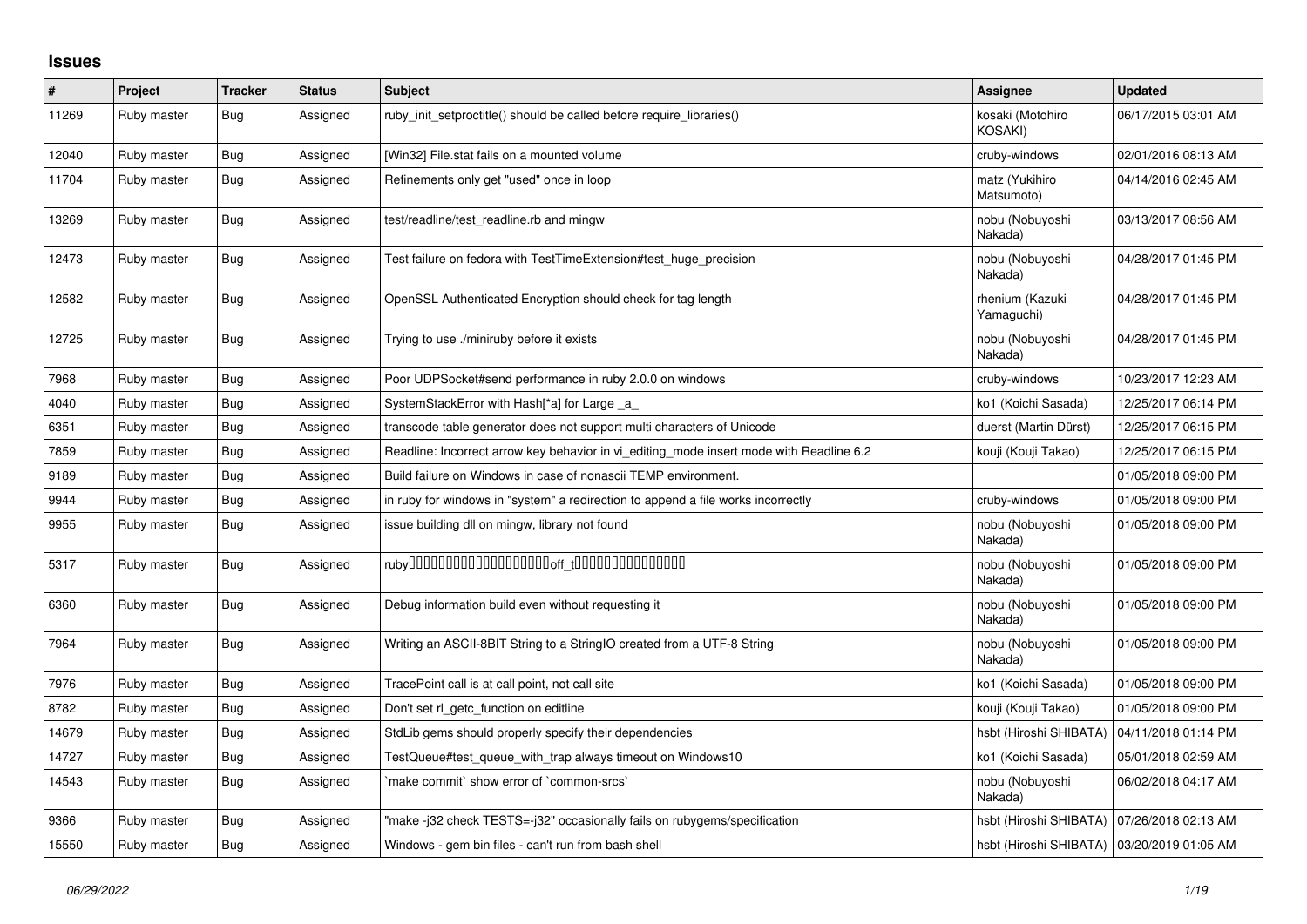## Issues

| # | Project | Tracker | Status | Subject | Assignee | Updated |
|---|---|---|---|---|---|---|
| 11269 | Ruby master | Bug | Assigned | ruby_init_setproctitle() should be called before require_libraries() | kosaki (Motohiro KOSAKI) | 06/17/2015 03:01 AM |
| 12040 | Ruby master | Bug | Assigned | [Win32] File.stat fails on a mounted volume | cruby-windows | 02/01/2016 08:13 AM |
| 11704 | Ruby master | Bug | Assigned | Refinements only get "used" once in loop | matz (Yukihiro Matsumoto) | 04/14/2016 02:45 AM |
| 13269 | Ruby master | Bug | Assigned | test/readline/test_readline.rb and mingw | nobu (Nobuyoshi Nakada) | 03/13/2017 08:56 AM |
| 12473 | Ruby master | Bug | Assigned | Test failure on fedora with TestTimeExtension#test_huge_precision | nobu (Nobuyoshi Nakada) | 04/28/2017 01:45 PM |
| 12582 | Ruby master | Bug | Assigned | OpenSSL Authenticated Encryption should check for tag length | rhenium (Kazuki Yamaguchi) | 04/28/2017 01:45 PM |
| 12725 | Ruby master | Bug | Assigned | Trying to use ./miniruby before it exists | nobu (Nobuyoshi Nakada) | 04/28/2017 01:45 PM |
| 7968 | Ruby master | Bug | Assigned | Poor UDPSocket#send performance in ruby 2.0.0 on windows | cruby-windows | 10/23/2017 12:23 AM |
| 4040 | Ruby master | Bug | Assigned | SystemStackError with Hash[*a] for Large _a_ | ko1 (Koichi Sasada) | 12/25/2017 06:14 PM |
| 6351 | Ruby master | Bug | Assigned | transcode table generator does not support multi characters of Unicode | duerst (Martin Dürst) | 12/25/2017 06:15 PM |
| 7859 | Ruby master | Bug | Assigned | Readline: Incorrect arrow key behavior in vi_editing_mode insert mode with Readline 6.2 | kouji (Kouji Takao) | 12/25/2017 06:15 PM |
| 9189 | Ruby master | Bug | Assigned | Build failure on Windows in case of nonascii TEMP environment. | | 01/05/2018 09:00 PM |
| 9944 | Ruby master | Bug | Assigned | in ruby for windows in "system" a redirection to append a file works incorrectly | cruby-windows | 01/05/2018 09:00 PM |
| 9955 | Ruby master | Bug | Assigned | issue building dll on mingw, library not found | nobu (Nobuyoshi Nakada) | 01/05/2018 09:00 PM |
| 5317 | Ruby master | Bug | Assigned | ruby▯▯▯▯▯▯▯▯▯▯▯▯▯▯▯▯▯▯▯▯off_t▯▯▯▯▯▯▯▯▯▯▯▯▯▯▯▯ | nobu (Nobuyoshi Nakada) | 01/05/2018 09:00 PM |
| 6360 | Ruby master | Bug | Assigned | Debug information build even without requesting it | nobu (Nobuyoshi Nakada) | 01/05/2018 09:00 PM |
| 7964 | Ruby master | Bug | Assigned | Writing an ASCII-8BIT String to a StringIO created from a UTF-8 String | nobu (Nobuyoshi Nakada) | 01/05/2018 09:00 PM |
| 7976 | Ruby master | Bug | Assigned | TracePoint call is at call point, not call site | ko1 (Koichi Sasada) | 01/05/2018 09:00 PM |
| 8782 | Ruby master | Bug | Assigned | Don't set rl_getc_function on editline | kouji (Kouji Takao) | 01/05/2018 09:00 PM |
| 14679 | Ruby master | Bug | Assigned | StdLib gems should properly specify their dependencies | hsbt (Hiroshi SHIBATA) | 04/11/2018 01:14 PM |
| 14727 | Ruby master | Bug | Assigned | TestQueue#test_queue_with_trap always timeout on Windows10 | ko1 (Koichi Sasada) | 05/01/2018 02:59 AM |
| 14543 | Ruby master | Bug | Assigned | `make commit` show error of `common-srcs` | nobu (Nobuyoshi Nakada) | 06/02/2018 04:17 AM |
| 9366 | Ruby master | Bug | Assigned | "make -j32 check TESTS=-j32" occasionally fails on rubygems/specification | hsbt (Hiroshi SHIBATA) | 07/26/2018 02:13 AM |
| 15550 | Ruby master | Bug | Assigned | Windows - gem bin files - can't run from bash shell | hsbt (Hiroshi SHIBATA) | 03/20/2019 01:05 AM |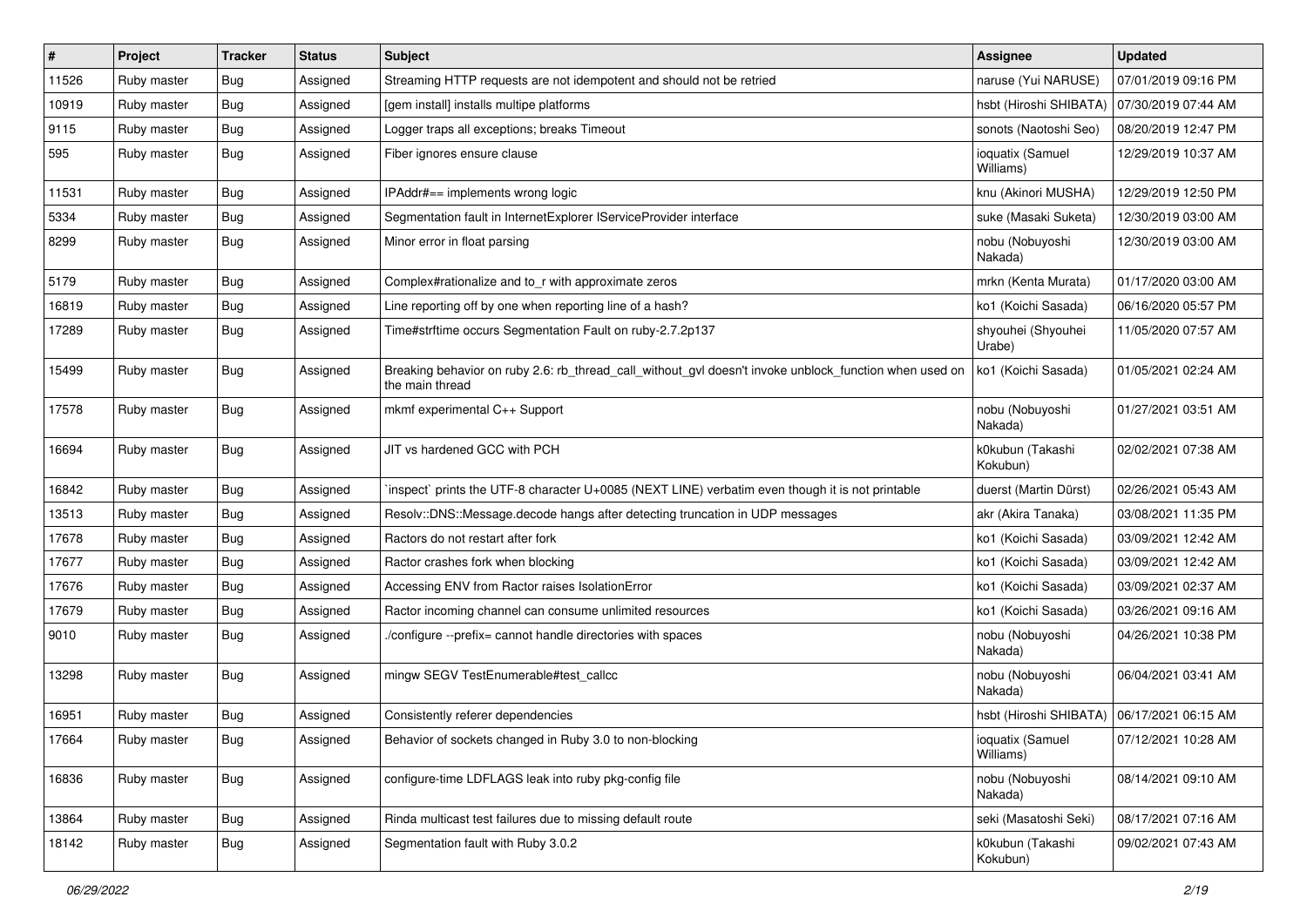| # | Project | Tracker | Status | Subject | Assignee | Updated |
|---|---|---|---|---|---|---|
| 11526 | Ruby master | Bug | Assigned | Streaming HTTP requests are not idempotent and should not be retried | naruse (Yui NARUSE) | 07/01/2019 09:16 PM |
| 10919 | Ruby master | Bug | Assigned | [gem install] installs multipe platforms | hsbt (Hiroshi SHIBATA) | 07/30/2019 07:44 AM |
| 9115 | Ruby master | Bug | Assigned | Logger traps all exceptions; breaks Timeout | sonots (Naotoshi Seo) | 08/20/2019 12:47 PM |
| 595 | Ruby master | Bug | Assigned | Fiber ignores ensure clause | ioquatix (Samuel Williams) | 12/29/2019 10:37 AM |
| 11531 | Ruby master | Bug | Assigned | IPAddr#== implements wrong logic | knu (Akinori MUSHA) | 12/29/2019 12:50 PM |
| 5334 | Ruby master | Bug | Assigned | Segmentation fault in InternetExplorer IServiceProvider interface | suke (Masaki Suketa) | 12/30/2019 03:00 AM |
| 8299 | Ruby master | Bug | Assigned | Minor error in float parsing | nobu (Nobuyoshi Nakada) | 12/30/2019 03:00 AM |
| 5179 | Ruby master | Bug | Assigned | Complex#rationalize and to_r with approximate zeros | mrkn (Kenta Murata) | 01/17/2020 03:00 AM |
| 16819 | Ruby master | Bug | Assigned | Line reporting off by one when reporting line of a hash? | ko1 (Koichi Sasada) | 06/16/2020 05:57 PM |
| 17289 | Ruby master | Bug | Assigned | Time#strftime occurs Segmentation Fault on ruby-2.7.2p137 | shyouhei (Shyouhei Urabe) | 11/05/2020 07:57 AM |
| 15499 | Ruby master | Bug | Assigned | Breaking behavior on ruby 2.6: rb_thread_call_without_gvl doesn't invoke unblock_function when used on the main thread | ko1 (Koichi Sasada) | 01/05/2021 02:24 AM |
| 17578 | Ruby master | Bug | Assigned | mkmf experimental C++ Support | nobu (Nobuyoshi Nakada) | 01/27/2021 03:51 AM |
| 16694 | Ruby master | Bug | Assigned | JIT vs hardened GCC with PCH | k0kubun (Takashi Kokubun) | 02/02/2021 07:38 AM |
| 16842 | Ruby master | Bug | Assigned | `inspect` prints the UTF-8 character U+0085 (NEXT LINE) verbatim even though it is not printable | duerst (Martin Dürst) | 02/26/2021 05:43 AM |
| 13513 | Ruby master | Bug | Assigned | Resolv::DNS::Message.decode hangs after detecting truncation in UDP messages | akr (Akira Tanaka) | 03/08/2021 11:35 PM |
| 17678 | Ruby master | Bug | Assigned | Ractors do not restart after fork | ko1 (Koichi Sasada) | 03/09/2021 12:42 AM |
| 17677 | Ruby master | Bug | Assigned | Ractor crashes fork when blocking | ko1 (Koichi Sasada) | 03/09/2021 12:42 AM |
| 17676 | Ruby master | Bug | Assigned | Accessing ENV from Ractor raises IsolationError | ko1 (Koichi Sasada) | 03/09/2021 02:37 AM |
| 17679 | Ruby master | Bug | Assigned | Ractor incoming channel can consume unlimited resources | ko1 (Koichi Sasada) | 03/26/2021 09:16 AM |
| 9010 | Ruby master | Bug | Assigned | ./configure --prefix= cannot handle directories with spaces | nobu (Nobuyoshi Nakada) | 04/26/2021 10:38 PM |
| 13298 | Ruby master | Bug | Assigned | mingw SEGV TestEnumerable#test_callcc | nobu (Nobuyoshi Nakada) | 06/04/2021 03:41 AM |
| 16951 | Ruby master | Bug | Assigned | Consistently referer dependencies | hsbt (Hiroshi SHIBATA) | 06/17/2021 06:15 AM |
| 17664 | Ruby master | Bug | Assigned | Behavior of sockets changed in Ruby 3.0 to non-blocking | ioquatix (Samuel Williams) | 07/12/2021 10:28 AM |
| 16836 | Ruby master | Bug | Assigned | configure-time LDFLAGS leak into ruby pkg-config file | nobu (Nobuyoshi Nakada) | 08/14/2021 09:10 AM |
| 13864 | Ruby master | Bug | Assigned | Rinda multicast test failures due to missing default route | seki (Masatoshi Seki) | 08/17/2021 07:16 AM |
| 18142 | Ruby master | Bug | Assigned | Segmentation fault with Ruby 3.0.2 | k0kubun (Takashi Kokubun) | 09/02/2021 07:43 AM |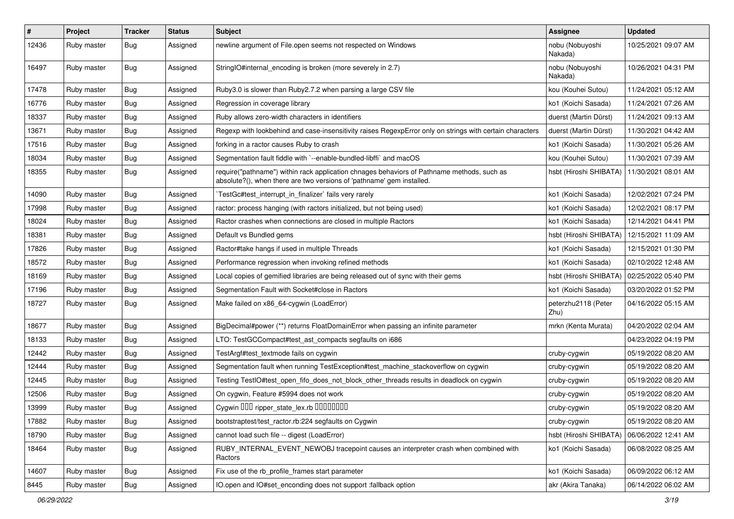| # | Project | Tracker | Status | Subject | Assignee | Updated |
|---|---|---|---|---|---|---|
| 12436 | Ruby master | Bug | Assigned | newline argument of File.open seems not respected on Windows | nobu (Nobuyoshi Nakada) | 10/25/2021 09:07 AM |
| 16497 | Ruby master | Bug | Assigned | StringIO#internal_encoding is broken (more severely in 2.7) | nobu (Nobuyoshi Nakada) | 10/26/2021 04:31 PM |
| 17478 | Ruby master | Bug | Assigned | Ruby3.0 is slower than Ruby2.7.2 when parsing a large CSV file | kou (Kouhei Sutou) | 11/24/2021 05:12 AM |
| 16776 | Ruby master | Bug | Assigned | Regression in coverage library | ko1 (Koichi Sasada) | 11/24/2021 07:26 AM |
| 18337 | Ruby master | Bug | Assigned | Ruby allows zero-width characters in identifiers | duerst (Martin Dürst) | 11/24/2021 09:13 AM |
| 13671 | Ruby master | Bug | Assigned | Regexp with lookbehind and case-insensitivity raises RegexpError only on strings with certain characters | duerst (Martin Dürst) | 11/30/2021 04:42 AM |
| 17516 | Ruby master | Bug | Assigned | forking in a ractor causes Ruby to crash | ko1 (Koichi Sasada) | 11/30/2021 05:26 AM |
| 18034 | Ruby master | Bug | Assigned | Segmentation fault fiddle with `--enable-bundled-libffi` and macOS | kou (Kouhei Sutou) | 11/30/2021 07:39 AM |
| 18355 | Ruby master | Bug | Assigned | require("pathname") within rack application chnages behaviors of Pathname methods, such as absolute?(), when there are two versions of 'pathname' gem installed. | hsbt (Hiroshi SHIBATA) | 11/30/2021 08:01 AM |
| 14090 | Ruby master | Bug | Assigned | `TestGc#test_interrupt_in_finalizer` fails very rarely | ko1 (Koichi Sasada) | 12/02/2021 07:24 PM |
| 17998 | Ruby master | Bug | Assigned | ractor: process hanging (with ractors initialized, but not being used) | ko1 (Koichi Sasada) | 12/02/2021 08:17 PM |
| 18024 | Ruby master | Bug | Assigned | Ractor crashes when connections are closed in multiple Ractors | ko1 (Koichi Sasada) | 12/14/2021 04:41 PM |
| 18381 | Ruby master | Bug | Assigned | Default vs Bundled gems | hsbt (Hiroshi SHIBATA) | 12/15/2021 11:09 AM |
| 17826 | Ruby master | Bug | Assigned | Ractor#take hangs if used in multiple Threads | ko1 (Koichi Sasada) | 12/15/2021 01:30 PM |
| 18572 | Ruby master | Bug | Assigned | Performance regression when invoking refined methods | ko1 (Koichi Sasada) | 02/10/2022 12:48 AM |
| 18169 | Ruby master | Bug | Assigned | Local copies of gemified libraries are being released out of sync with their gems | hsbt (Hiroshi SHIBATA) | 02/25/2022 05:40 PM |
| 17196 | Ruby master | Bug | Assigned | Segmentation Fault with Socket#close in Ractors | ko1 (Koichi Sasada) | 03/20/2022 01:52 PM |
| 18727 | Ruby master | Bug | Assigned | Make failed on x86_64-cygwin (LoadError) | peterzhu2118 (Peter Zhu) | 04/16/2022 05:15 AM |
| 18677 | Ruby master | Bug | Assigned | BigDecimal#power (**) returns FloatDomainError when passing an infinite parameter | mrkn (Kenta Murata) | 04/20/2022 02:04 AM |
| 18133 | Ruby master | Bug | Assigned | LTO: TestGCCompact#test_ast_compacts segfaults on i686 | | 04/23/2022 04:19 PM |
| 12442 | Ruby master | Bug | Assigned | TestArgf#test_textmode fails on cygwin | cruby-cygwin | 05/19/2022 08:20 AM |
| 12444 | Ruby master | Bug | Assigned | Segmentation fault when running TestException#test_machine_stackoverflow on cygwin | cruby-cygwin | 05/19/2022 08:20 AM |
| 12445 | Ruby master | Bug | Assigned | Testing TestIO#test_open_fifo_does_not_block_other_threads results in deadlock on cygwin | cruby-cygwin | 05/19/2022 08:20 AM |
| 12506 | Ruby master | Bug | Assigned | On cygwin, Feature #5994 does not work | cruby-cygwin | 05/19/2022 08:20 AM |
| 13999 | Ruby master | Bug | Assigned | Cygwin ??? ripper_state_lex.rb ???????? | cruby-cygwin | 05/19/2022 08:20 AM |
| 17882 | Ruby master | Bug | Assigned | bootstraptest/test_ractor.rb:224 segfaults on Cygwin | cruby-cygwin | 05/19/2022 08:20 AM |
| 18790 | Ruby master | Bug | Assigned | cannot load such file -- digest (LoadError) | hsbt (Hiroshi SHIBATA) | 06/06/2022 12:41 AM |
| 18464 | Ruby master | Bug | Assigned | RUBY_INTERNAL_EVENT_NEWOBJ tracepoint causes an interpreter crash when combined with Ractors | ko1 (Koichi Sasada) | 06/08/2022 08:25 AM |
| 14607 | Ruby master | Bug | Assigned | Fix use of the rb_profile_frames start parameter | ko1 (Koichi Sasada) | 06/09/2022 06:12 AM |
| 8445 | Ruby master | Bug | Assigned | IO.open and IO#set_enconding does not support :fallback option | akr (Akira Tanaka) | 06/14/2022 06:02 AM |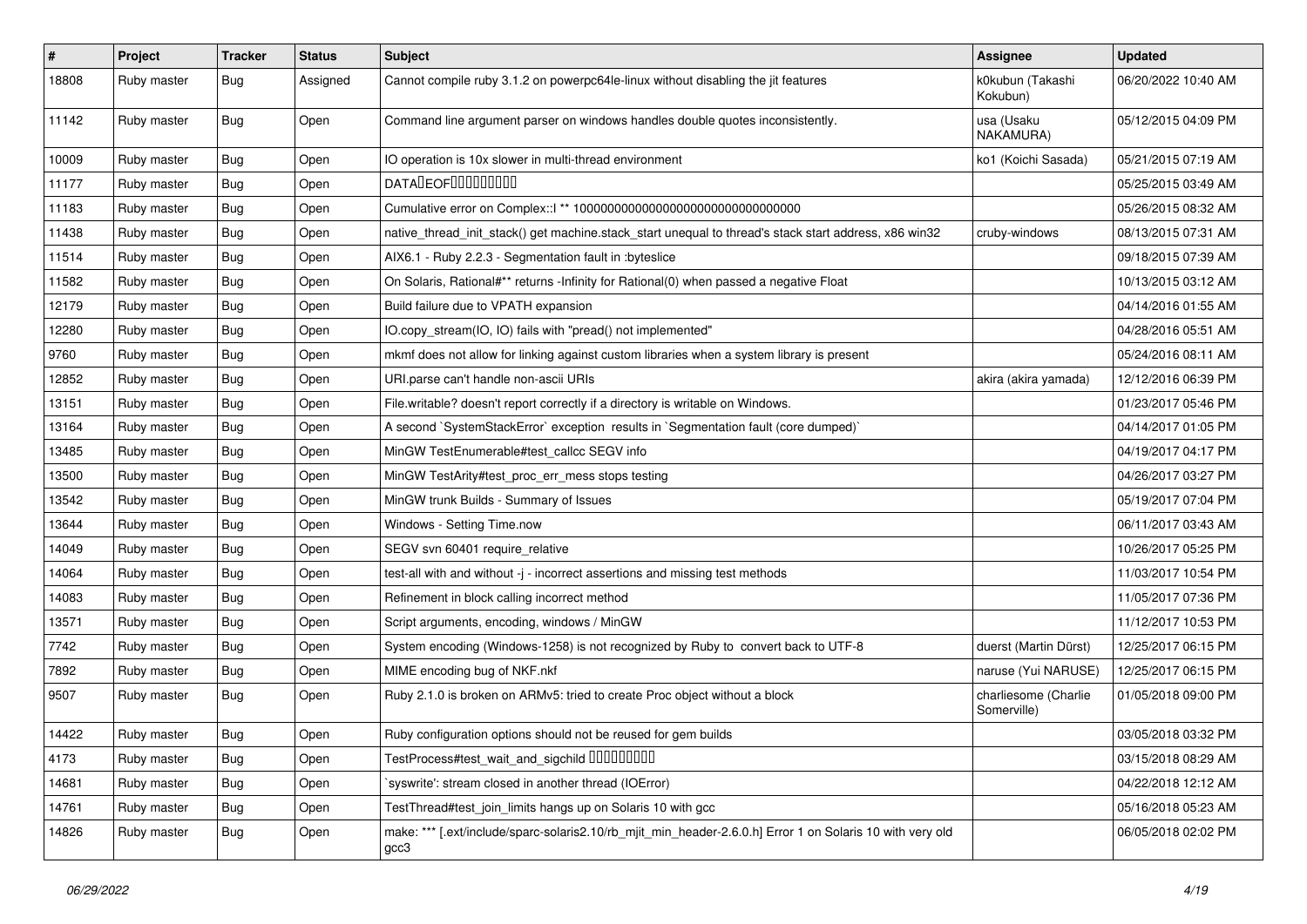| # | Project | Tracker | Status | Subject | Assignee | Updated |
|---|---|---|---|---|---|---|
| 18808 | Ruby master | Bug | Assigned | Cannot compile ruby 3.1.2 on powerpc64le-linux without disabling the jit features | k0kubun (Takashi Kokubun) | 06/20/2022 10:40 AM |
| 11142 | Ruby master | Bug | Open | Command line argument parser on windows handles double quotes inconsistently. | usa (Usaku NAKAMURA) | 05/12/2015 04:09 PM |
| 10009 | Ruby master | Bug | Open | IO operation is 10x slower in multi-thread environment | ko1 (Koichi Sasada) | 05/21/2015 07:19 AM |
| 11177 | Ruby master | Bug | Open | DATA�EOF��������� | | 05/25/2015 03:49 AM |
| 11183 | Ruby master | Bug | Open | Cumulative error on Complex::I ** 100000000000000000000000000000000 | | 05/26/2015 08:32 AM |
| 11438 | Ruby master | Bug | Open | native_thread_init_stack() get machine.stack_start unequal to thread's stack start address, x86 win32 | cruby-windows | 08/13/2015 07:31 AM |
| 11514 | Ruby master | Bug | Open | AIX6.1 - Ruby 2.2.3 - Segmentation fault in :byteslice | | 09/18/2015 07:39 AM |
| 11582 | Ruby master | Bug | Open | On Solaris, Rational#** returns -Infinity for Rational(0) when passed a negative Float | | 10/13/2015 03:12 AM |
| 12179 | Ruby master | Bug | Open | Build failure due to VPATH expansion | | 04/14/2016 01:55 AM |
| 12280 | Ruby master | Bug | Open | IO.copy_stream(IO, IO) fails with "pread() not implemented" | | 04/28/2016 05:51 AM |
| 9760 | Ruby master | Bug | Open | mkmf does not allow for linking against custom libraries when a system library is present | | 05/24/2016 08:11 AM |
| 12852 | Ruby master | Bug | Open | URI.parse can't handle non-ascii URIs | akira (akira yamada) | 12/12/2016 06:39 PM |
| 13151 | Ruby master | Bug | Open | File.writable? doesn't report correctly if a directory is writable on Windows. | | 01/23/2017 05:46 PM |
| 13164 | Ruby master | Bug | Open | A second `SystemStackError` exception results in `Segmentation fault (core dumped)` | | 04/14/2017 01:05 PM |
| 13485 | Ruby master | Bug | Open | MinGW TestEnumerable#test_callcc SEGV info | | 04/19/2017 04:17 PM |
| 13500 | Ruby master | Bug | Open | MinGW TestArity#test_proc_err_mess stops testing | | 04/26/2017 03:27 PM |
| 13542 | Ruby master | Bug | Open | MinGW trunk Builds - Summary of Issues | | 05/19/2017 07:04 PM |
| 13644 | Ruby master | Bug | Open | Windows - Setting Time.now | | 06/11/2017 03:43 AM |
| 14049 | Ruby master | Bug | Open | SEGV svn 60401 require_relative | | 10/26/2017 05:25 PM |
| 14064 | Ruby master | Bug | Open | test-all with and without -j - incorrect assertions and missing test methods | | 11/03/2017 10:54 PM |
| 14083 | Ruby master | Bug | Open | Refinement in block calling incorrect method | | 11/05/2017 07:36 PM |
| 13571 | Ruby master | Bug | Open | Script arguments, encoding, windows / MinGW | | 11/12/2017 10:53 PM |
| 7742 | Ruby master | Bug | Open | System encoding (Windows-1258) is not recognized by Ruby to convert back to UTF-8 | duerst (Martin Dürst) | 12/25/2017 06:15 PM |
| 7892 | Ruby master | Bug | Open | MIME encoding bug of NKF.nkf | naruse (Yui NARUSE) | 12/25/2017 06:15 PM |
| 9507 | Ruby master | Bug | Open | Ruby 2.1.0 is broken on ARMv5: tried to create Proc object without a block | charliesome (Charlie Somerville) | 01/05/2018 09:00 PM |
| 14422 | Ruby master | Bug | Open | Ruby configuration options should not be reused for gem builds | | 03/05/2018 03:32 PM |
| 4173 | Ruby master | Bug | Open | TestProcess#test_wait_and_sigchild ��������� | | 03/15/2018 08:29 AM |
| 14681 | Ruby master | Bug | Open | `syswrite': stream closed in another thread (IOError) | | 04/22/2018 12:12 AM |
| 14761 | Ruby master | Bug | Open | TestThread#test_join_limits hangs up on Solaris 10 with gcc | | 05/16/2018 05:23 AM |
| 14826 | Ruby master | Bug | Open | make: *** [.ext/include/sparc-solaris2.10/rb_mjit_min_header-2.6.0.h] Error 1 on Solaris 10 with very old gcc3 | | 06/05/2018 02:02 PM |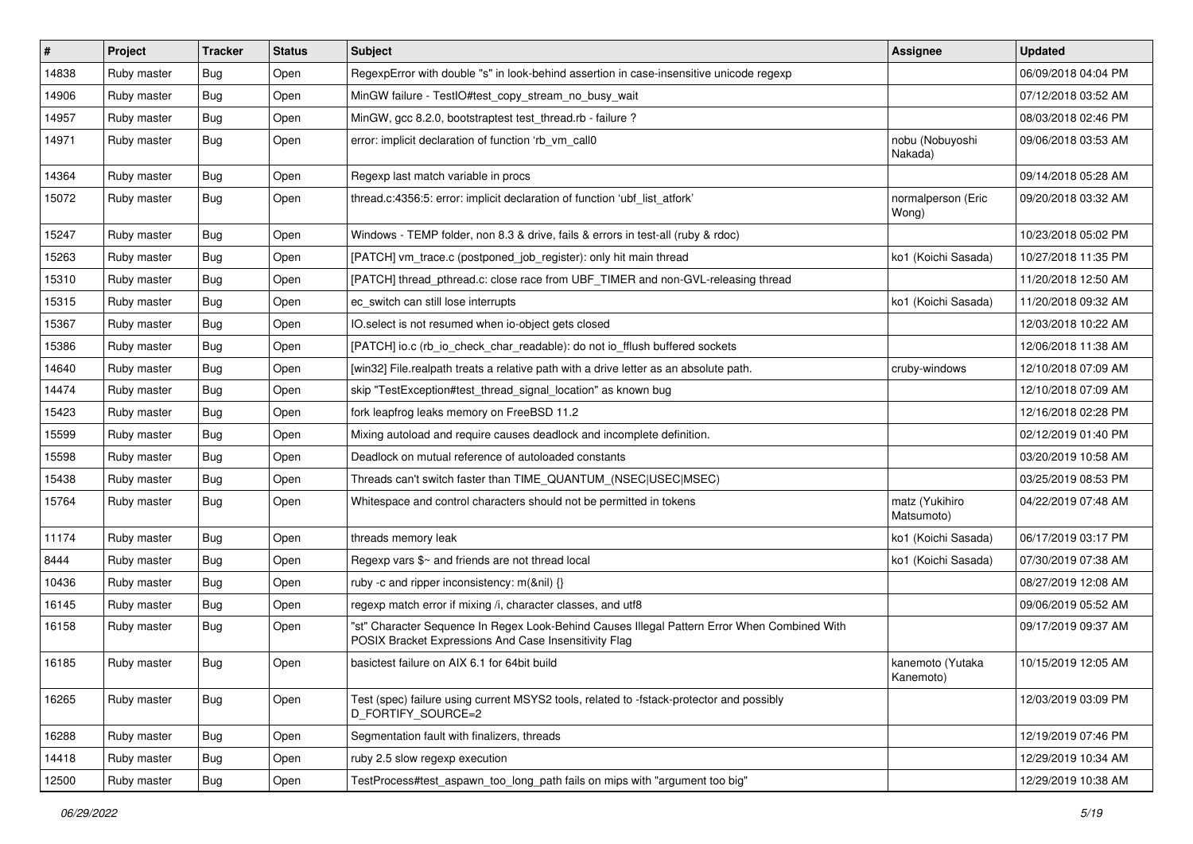| # | Project | Tracker | Status | Subject | Assignee | Updated |
|---|---|---|---|---|---|---|
| 14838 | Ruby master | Bug | Open | RegexpError with double "s" in look-behind assertion in case-insensitive unicode regexp | | 06/09/2018 04:04 PM |
| 14906 | Ruby master | Bug | Open | MinGW failure - TestIO#test_copy_stream_no_busy_wait | | 07/12/2018 03:52 AM |
| 14957 | Ruby master | Bug | Open | MinGW, gcc 8.2.0, bootstraptest test_thread.rb - failure ? | | 08/03/2018 02:46 PM |
| 14971 | Ruby master | Bug | Open | error: implicit declaration of function 'rb_vm_call0 | nobu (Nobuyoshi Nakada) | 09/06/2018 03:53 AM |
| 14364 | Ruby master | Bug | Open | Regexp last match variable in procs | | 09/14/2018 05:28 AM |
| 15072 | Ruby master | Bug | Open | thread.c:4356:5: error: implicit declaration of function 'ubf_list_atfork' | normalperson (Eric Wong) | 09/20/2018 03:32 AM |
| 15247 | Ruby master | Bug | Open | Windows - TEMP folder, non 8.3 & drive, fails & errors in test-all (ruby & rdoc) | | 10/23/2018 05:02 PM |
| 15263 | Ruby master | Bug | Open | [PATCH] vm_trace.c (postponed_job_register): only hit main thread | ko1 (Koichi Sasada) | 10/27/2018 11:35 PM |
| 15310 | Ruby master | Bug | Open | [PATCH] thread_pthread.c: close race from UBF_TIMER and non-GVL-releasing thread | | 11/20/2018 12:50 AM |
| 15315 | Ruby master | Bug | Open | ec_switch can still lose interrupts | ko1 (Koichi Sasada) | 11/20/2018 09:32 AM |
| 15367 | Ruby master | Bug | Open | IO.select is not resumed when io-object gets closed | | 12/03/2018 10:22 AM |
| 15386 | Ruby master | Bug | Open | [PATCH] io.c (rb_io_check_char_readable): do not io_fflush buffered sockets | | 12/06/2018 11:38 AM |
| 14640 | Ruby master | Bug | Open | [win32] File.realpath treats a relative path with a drive letter as an absolute path. | cruby-windows | 12/10/2018 07:09 AM |
| 14474 | Ruby master | Bug | Open | skip "TestException#test_thread_signal_location" as known bug | | 12/10/2018 07:09 AM |
| 15423 | Ruby master | Bug | Open | fork leapfrog leaks memory on FreeBSD 11.2 | | 12/16/2018 02:28 PM |
| 15599 | Ruby master | Bug | Open | Mixing autoload and require causes deadlock and incomplete definition. | | 02/12/2019 01:40 PM |
| 15598 | Ruby master | Bug | Open | Deadlock on mutual reference of autoloaded constants | | 03/20/2019 10:58 AM |
| 15438 | Ruby master | Bug | Open | Threads can't switch faster than TIME_QUANTUM_(NSEC\|USEC\|MSEC) | | 03/25/2019 08:53 PM |
| 15764 | Ruby master | Bug | Open | Whitespace and control characters should not be permitted in tokens | matz (Yukihiro Matsumoto) | 04/22/2019 07:48 AM |
| 11174 | Ruby master | Bug | Open | threads memory leak | ko1 (Koichi Sasada) | 06/17/2019 03:17 PM |
| 8444 | Ruby master | Bug | Open | Regexp vars $~ and friends are not thread local | ko1 (Koichi Sasada) | 07/30/2019 07:38 AM |
| 10436 | Ruby master | Bug | Open | ruby -c and ripper inconsistency: m(&nil) {} | | 08/27/2019 12:08 AM |
| 16145 | Ruby master | Bug | Open | regexp match error if mixing /i, character classes, and utf8 | | 09/06/2019 05:52 AM |
| 16158 | Ruby master | Bug | Open | "st" Character Sequence In Regex Look-Behind Causes Illegal Pattern Error When Combined With POSIX Bracket Expressions And Case Insensitivity Flag | | 09/17/2019 09:37 AM |
| 16185 | Ruby master | Bug | Open | basictest failure on AIX 6.1 for 64bit build | kanemoto (Yutaka Kanemoto) | 10/15/2019 12:05 AM |
| 16265 | Ruby master | Bug | Open | Test (spec) failure using current MSYS2 tools, related to -fstack-protector and possibly D_FORTIFY_SOURCE=2 | | 12/03/2019 03:09 PM |
| 16288 | Ruby master | Bug | Open | Segmentation fault with finalizers, threads | | 12/19/2019 07:46 PM |
| 14418 | Ruby master | Bug | Open | ruby 2.5 slow regexp execution | | 12/29/2019 10:34 AM |
| 12500 | Ruby master | Bug | Open | TestProcess#test_aspawn_too_long_path fails on mips with "argument too big" | | 12/29/2019 10:38 AM |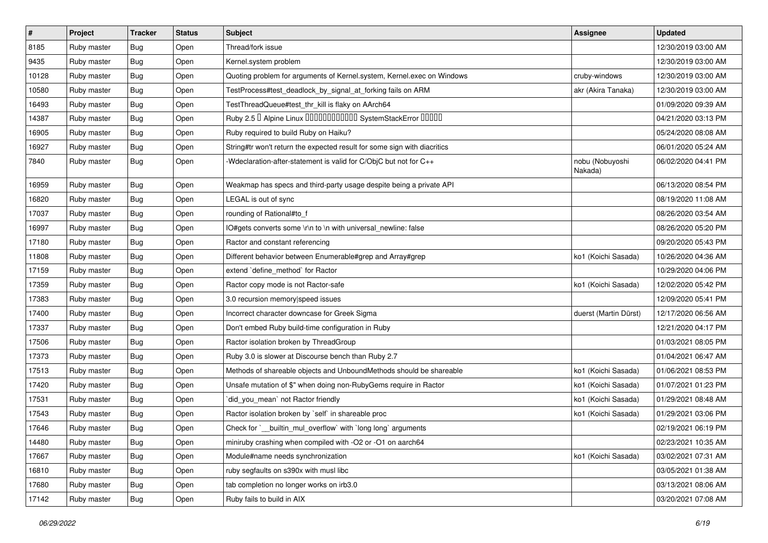| # | Project | Tracker | Status | Subject | Assignee | Updated |
|---|---|---|---|---|---|---|
| 8185 | Ruby master | Bug | Open | Thread/fork issue | | 12/30/2019 03:00 AM |
| 9435 | Ruby master | Bug | Open | Kernel.system problem | | 12/30/2019 03:00 AM |
| 10128 | Ruby master | Bug | Open | Quoting problem for arguments of Kernel.system, Kernel.exec on Windows | cruby-windows | 12/30/2019 03:00 AM |
| 10580 | Ruby master | Bug | Open | TestProcess#test_deadlock_by_signal_at_forking fails on ARM | akr (Akira Tanaka) | 12/30/2019 03:00 AM |
| 16493 | Ruby master | Bug | Open | TestThreadQueue#test_thr_kill is flaky on AArch64 | | 01/09/2020 09:39 AM |
| 14387 | Ruby master | Bug | Open | Ruby 2.5 � Alpine Linux ������������ SystemStackError ����� | | 04/21/2020 03:13 PM |
| 16905 | Ruby master | Bug | Open | Ruby required to build Ruby on Haiku? | | 05/24/2020 08:08 AM |
| 16927 | Ruby master | Bug | Open | String#tr won't return the expected result for some sign with diacritics | | 06/01/2020 05:24 AM |
| 7840 | Ruby master | Bug | Open | -Wdeclaration-after-statement is valid for C/ObjC but not for C++ | nobu (Nobuyoshi Nakada) | 06/02/2020 04:41 PM |
| 16959 | Ruby master | Bug | Open | Weakmap has specs and third-party usage despite being a private API | | 06/13/2020 08:54 PM |
| 16820 | Ruby master | Bug | Open | LEGAL is out of sync | | 08/19/2020 11:08 AM |
| 17037 | Ruby master | Bug | Open | rounding of Rational#to_f | | 08/26/2020 03:54 AM |
| 16997 | Ruby master | Bug | Open | IO#gets converts some \r\n to \n with universal_newline: false | | 08/26/2020 05:20 PM |
| 17180 | Ruby master | Bug | Open | Ractor and constant referencing | | 09/20/2020 05:43 PM |
| 11808 | Ruby master | Bug | Open | Different behavior between Enumerable#grep and Array#grep | ko1 (Koichi Sasada) | 10/26/2020 04:36 AM |
| 17159 | Ruby master | Bug | Open | extend `define_method` for Ractor | | 10/29/2020 04:06 PM |
| 17359 | Ruby master | Bug | Open | Ractor copy mode is not Ractor-safe | ko1 (Koichi Sasada) | 12/02/2020 05:42 PM |
| 17383 | Ruby master | Bug | Open | 3.0 recursion memory\|speed issues | | 12/09/2020 05:41 PM |
| 17400 | Ruby master | Bug | Open | Incorrect character downcase for Greek Sigma | duerst (Martin Dürst) | 12/17/2020 06:56 AM |
| 17337 | Ruby master | Bug | Open | Don't embed Ruby build-time configuration in Ruby | | 12/21/2020 04:17 PM |
| 17506 | Ruby master | Bug | Open | Ractor isolation broken by ThreadGroup | | 01/03/2021 08:05 PM |
| 17373 | Ruby master | Bug | Open | Ruby 3.0 is slower at Discourse bench than Ruby 2.7 | | 01/04/2021 06:47 AM |
| 17513 | Ruby master | Bug | Open | Methods of shareable objects and UnboundMethods should be shareable | ko1 (Koichi Sasada) | 01/06/2021 08:53 PM |
| 17420 | Ruby master | Bug | Open | Unsafe mutation of $" when doing non-RubyGems require in Ractor | ko1 (Koichi Sasada) | 01/07/2021 01:23 PM |
| 17531 | Ruby master | Bug | Open | `did_you_mean` not Ractor friendly | ko1 (Koichi Sasada) | 01/29/2021 08:48 AM |
| 17543 | Ruby master | Bug | Open | Ractor isolation broken by `self` in shareable proc | ko1 (Koichi Sasada) | 01/29/2021 03:06 PM |
| 17646 | Ruby master | Bug | Open | Check for `__builtin_mul_overflow` with `long long` arguments | | 02/19/2021 06:19 PM |
| 14480 | Ruby master | Bug | Open | miniruby crashing when compiled with -O2 or -O1 on aarch64 | | 02/23/2021 10:35 AM |
| 17667 | Ruby master | Bug | Open | Module#name needs synchronization | ko1 (Koichi Sasada) | 03/02/2021 07:31 AM |
| 16810 | Ruby master | Bug | Open | ruby segfaults on s390x with musl libc | | 03/05/2021 01:38 AM |
| 17680 | Ruby master | Bug | Open | tab completion no longer works on irb3.0 | | 03/13/2021 08:06 AM |
| 17142 | Ruby master | Bug | Open | Ruby fails to build in AIX | | 03/20/2021 07:08 AM |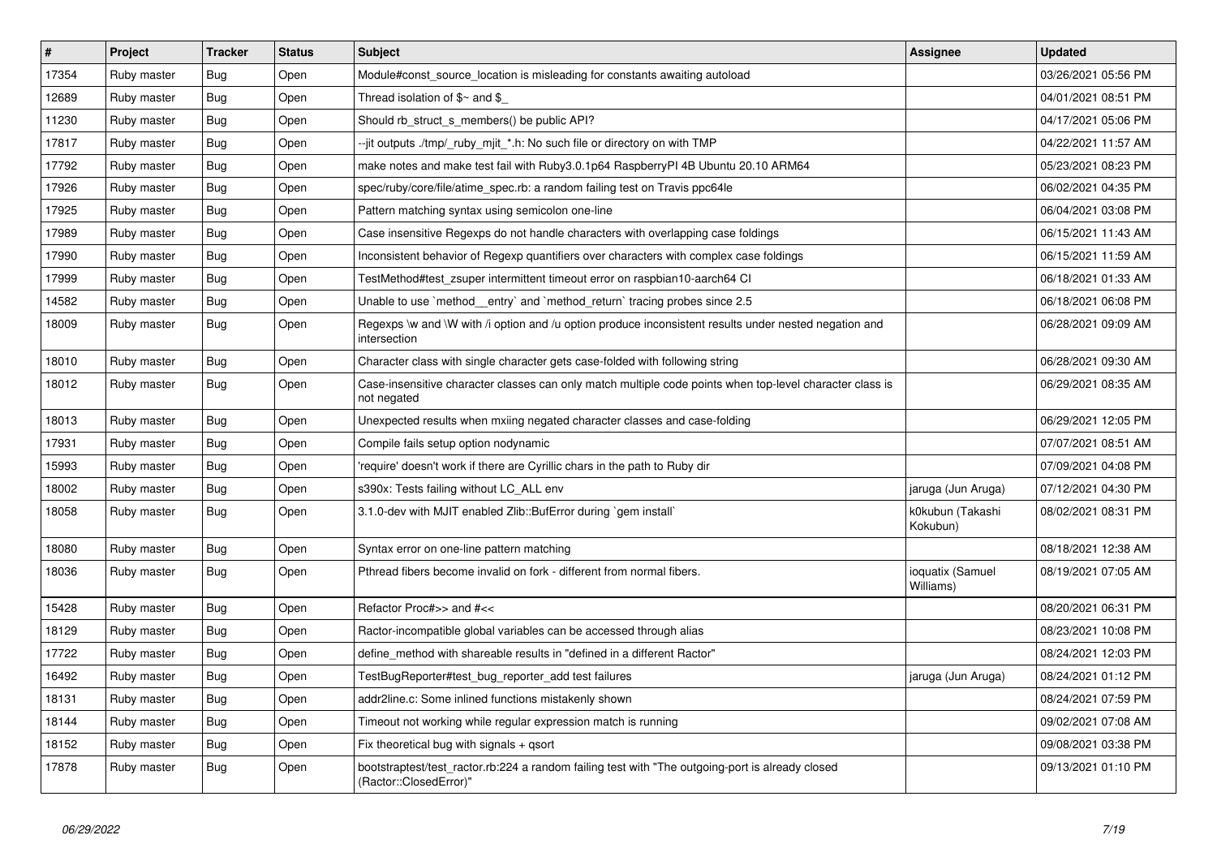| # | Project | Tracker | Status | Subject | Assignee | Updated |
| --- | --- | --- | --- | --- | --- | --- |
| 17354 | Ruby master | Bug | Open | Module#const_source_location is misleading for constants awaiting autoload | | 03/26/2021 05:56 PM |
| 12689 | Ruby master | Bug | Open | Thread isolation of $~ and $_ | | 04/01/2021 08:51 PM |
| 11230 | Ruby master | Bug | Open | Should rb_struct_s_members() be public API? | | 04/17/2021 05:06 PM |
| 17817 | Ruby master | Bug | Open | --jit outputs ./tmp/_ruby_mjit_*.h: No such file or directory on with TMP | | 04/22/2021 11:57 AM |
| 17792 | Ruby master | Bug | Open | make notes and make test fail with Ruby3.0.1p64 RaspberryPI 4B Ubuntu 20.10 ARM64 | | 05/23/2021 08:23 PM |
| 17926 | Ruby master | Bug | Open | spec/ruby/core/file/atime_spec.rb: a random failing test on Travis ppc64le | | 06/02/2021 04:35 PM |
| 17925 | Ruby master | Bug | Open | Pattern matching syntax using semicolon one-line | | 06/04/2021 03:08 PM |
| 17989 | Ruby master | Bug | Open | Case insensitive Regexps do not handle characters with overlapping case foldings | | 06/15/2021 11:43 AM |
| 17990 | Ruby master | Bug | Open | Inconsistent behavior of Regexp quantifiers over characters with complex case foldings | | 06/15/2021 11:59 AM |
| 17999 | Ruby master | Bug | Open | TestMethod#test_zsuper intermittent timeout error on raspbian10-aarch64 CI | | 06/18/2021 01:33 AM |
| 14582 | Ruby master | Bug | Open | Unable to use `method__entry` and `method_return` tracing probes since 2.5 | | 06/18/2021 06:08 PM |
| 18009 | Ruby master | Bug | Open | Regexps \w and \W with /i option and /u option produce inconsistent results under nested negation and intersection | | 06/28/2021 09:09 AM |
| 18010 | Ruby master | Bug | Open | Character class with single character gets case-folded with following string | | 06/28/2021 09:30 AM |
| 18012 | Ruby master | Bug | Open | Case-insensitive character classes can only match multiple code points when top-level character class is not negated | | 06/29/2021 08:35 AM |
| 18013 | Ruby master | Bug | Open | Unexpected results when mxiing negated character classes and case-folding | | 06/29/2021 12:05 PM |
| 17931 | Ruby master | Bug | Open | Compile fails setup option nodynamic | | 07/07/2021 08:51 AM |
| 15993 | Ruby master | Bug | Open | 'require' doesn't work if there are Cyrillic chars in the path to Ruby dir | | 07/09/2021 04:08 PM |
| 18002 | Ruby master | Bug | Open | s390x: Tests failing without LC_ALL env | jaruga (Jun Aruga) | 07/12/2021 04:30 PM |
| 18058 | Ruby master | Bug | Open | 3.1.0-dev with MJIT enabled Zlib::BufError during `gem install` | k0kubun (Takashi Kokubun) | 08/02/2021 08:31 PM |
| 18080 | Ruby master | Bug | Open | Syntax error on one-line pattern matching | | 08/18/2021 12:38 AM |
| 18036 | Ruby master | Bug | Open | Pthread fibers become invalid on fork - different from normal fibers. | ioquatix (Samuel Williams) | 08/19/2021 07:05 AM |
| 15428 | Ruby master | Bug | Open | Refactor Proc#>> and #<< | | 08/20/2021 06:31 PM |
| 18129 | Ruby master | Bug | Open | Ractor-incompatible global variables can be accessed through alias | | 08/23/2021 10:08 PM |
| 17722 | Ruby master | Bug | Open | define_method with shareable results in "defined in a different Ractor" | | 08/24/2021 12:03 PM |
| 16492 | Ruby master | Bug | Open | TestBugReporter#test_bug_reporter_add test failures | jaruga (Jun Aruga) | 08/24/2021 01:12 PM |
| 18131 | Ruby master | Bug | Open | addr2line.c: Some inlined functions mistakenly shown | | 08/24/2021 07:59 PM |
| 18144 | Ruby master | Bug | Open | Timeout not working while regular expression match is running | | 09/02/2021 07:08 AM |
| 18152 | Ruby master | Bug | Open | Fix theoretical bug with signals + qsort | | 09/08/2021 03:38 PM |
| 17878 | Ruby master | Bug | Open | bootstraptest/test_ractor.rb:224 a random failing test with "The outgoing-port is already closed (Ractor::ClosedError)" | | 09/13/2021 01:10 PM |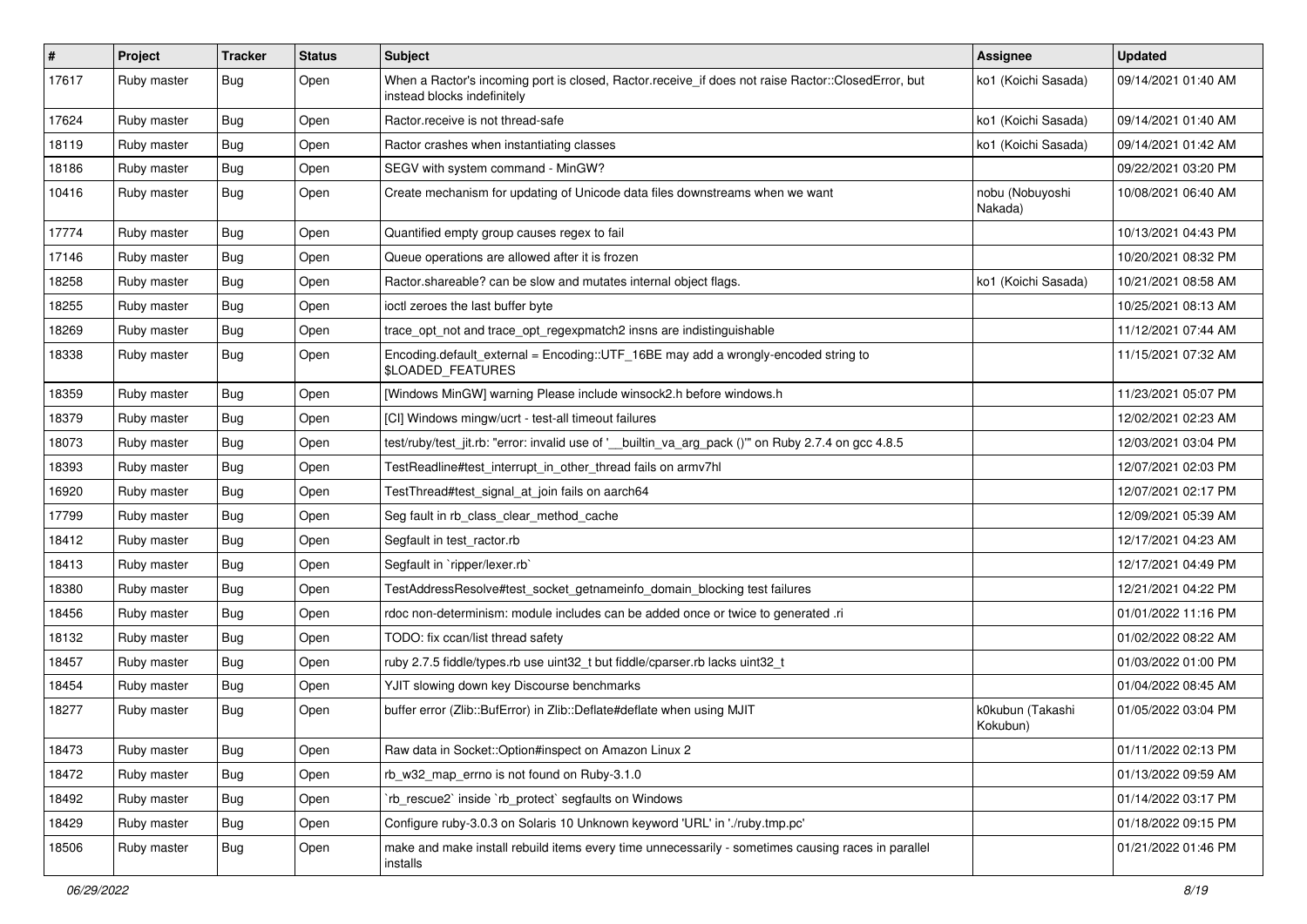| # | Project | Tracker | Status | Subject | Assignee | Updated |
|---|---|---|---|---|---|---|
| 17617 | Ruby master | Bug | Open | When a Ractor's incoming port is closed, Ractor.receive_if does not raise Ractor::ClosedError, but instead blocks indefinitely | ko1 (Koichi Sasada) | 09/14/2021 01:40 AM |
| 17624 | Ruby master | Bug | Open | Ractor.receive is not thread-safe | ko1 (Koichi Sasada) | 09/14/2021 01:40 AM |
| 18119 | Ruby master | Bug | Open | Ractor crashes when instantiating classes | ko1 (Koichi Sasada) | 09/14/2021 01:42 AM |
| 18186 | Ruby master | Bug | Open | SEGV with system command - MinGW? | | 09/22/2021 03:20 PM |
| 10416 | Ruby master | Bug | Open | Create mechanism for updating of Unicode data files downstreams when we want | nobu (Nobuyoshi Nakada) | 10/08/2021 06:40 AM |
| 17774 | Ruby master | Bug | Open | Quantified empty group causes regex to fail | | 10/13/2021 04:43 PM |
| 17146 | Ruby master | Bug | Open | Queue operations are allowed after it is frozen | | 10/20/2021 08:32 PM |
| 18258 | Ruby master | Bug | Open | Ractor.shareable? can be slow and mutates internal object flags. | ko1 (Koichi Sasada) | 10/21/2021 08:58 AM |
| 18255 | Ruby master | Bug | Open | ioctl zeroes the last buffer byte | | 10/25/2021 08:13 AM |
| 18269 | Ruby master | Bug | Open | trace_opt_not and trace_opt_regexpmatch2 insns are indistinguishable | | 11/12/2021 07:44 AM |
| 18338 | Ruby master | Bug | Open | Encoding.default_external = Encoding::UTF_16BE may add a wrongly-encoded string to $LOADED_FEATURES | | 11/15/2021 07:32 AM |
| 18359 | Ruby master | Bug | Open | [Windows MinGW] warning Please include winsock2.h before windows.h | | 11/23/2021 05:07 PM |
| 18379 | Ruby master | Bug | Open | [CI] Windows mingw/ucrt - test-all timeout failures | | 12/02/2021 02:23 AM |
| 18073 | Ruby master | Bug | Open | test/ruby/test_jit.rb: "error: invalid use of '__builtin_va_arg_pack ()'" on Ruby 2.7.4 on gcc 4.8.5 | | 12/03/2021 03:04 PM |
| 18393 | Ruby master | Bug | Open | TestReadline#test_interrupt_in_other_thread fails on armv7hl | | 12/07/2021 02:03 PM |
| 16920 | Ruby master | Bug | Open | TestThread#test_signal_at_join fails on aarch64 | | 12/07/2021 02:17 PM |
| 17799 | Ruby master | Bug | Open | Seg fault in rb_class_clear_method_cache | | 12/09/2021 05:39 AM |
| 18412 | Ruby master | Bug | Open | Segfault in test_ractor.rb | | 12/17/2021 04:23 AM |
| 18413 | Ruby master | Bug | Open | Segfault in `ripper/lexer.rb` | | 12/17/2021 04:49 PM |
| 18380 | Ruby master | Bug | Open | TestAddressResolve#test_socket_getnameinfo_domain_blocking test failures | | 12/21/2021 04:22 PM |
| 18456 | Ruby master | Bug | Open | rdoc non-determinism: module includes can be added once or twice to generated .ri | | 01/01/2022 11:16 PM |
| 18132 | Ruby master | Bug | Open | TODO: fix ccan/list thread safety | | 01/02/2022 08:22 AM |
| 18457 | Ruby master | Bug | Open | ruby 2.7.5 fiddle/types.rb use uint32_t but fiddle/cparser.rb lacks uint32_t | | 01/03/2022 01:00 PM |
| 18454 | Ruby master | Bug | Open | YJIT slowing down key Discourse benchmarks | | 01/04/2022 08:45 AM |
| 18277 | Ruby master | Bug | Open | buffer error (Zlib::BufError) in Zlib::Deflate#deflate when using MJIT | k0kubun (Takashi Kokubun) | 01/05/2022 03:04 PM |
| 18473 | Ruby master | Bug | Open | Raw data in Socket::Option#inspect on Amazon Linux 2 | | 01/11/2022 02:13 PM |
| 18472 | Ruby master | Bug | Open | rb_w32_map_errno is not found on Ruby-3.1.0 | | 01/13/2022 09:59 AM |
| 18492 | Ruby master | Bug | Open | `rb_rescue2` inside `rb_protect` segfaults on Windows | | 01/14/2022 03:17 PM |
| 18429 | Ruby master | Bug | Open | Configure ruby-3.0.3 on Solaris 10 Unknown keyword 'URL' in './ruby.tmp.pc' | | 01/18/2022 09:15 PM |
| 18506 | Ruby master | Bug | Open | make and make install rebuild items every time unnecessarily - sometimes causing races in parallel installs | | 01/21/2022 01:46 PM |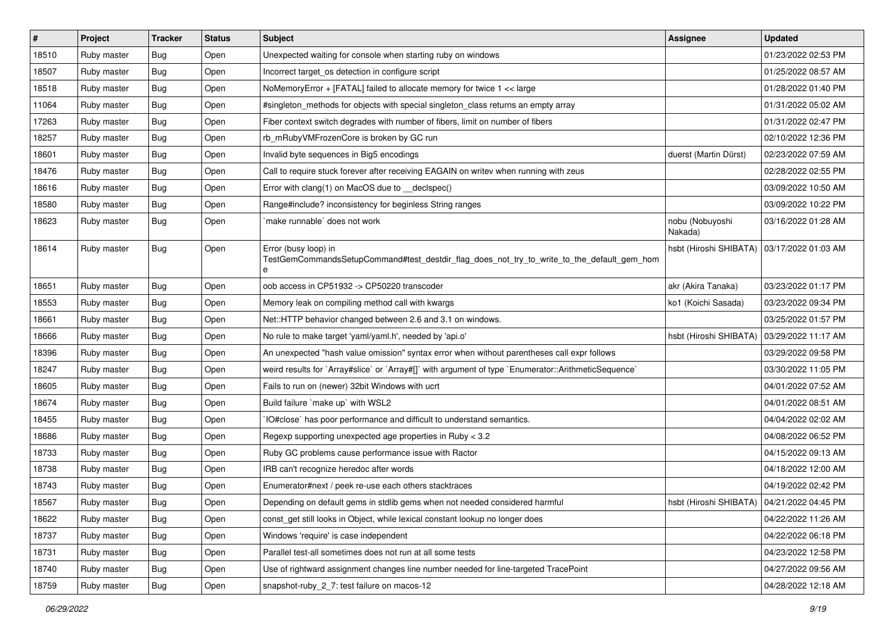| # | Project | Tracker | Status | Subject | Assignee | Updated |
|---|---|---|---|---|---|---|
| 18510 | Ruby master | Bug | Open | Unexpected waiting for console when starting ruby on windows | | 01/23/2022 02:53 PM |
| 18507 | Ruby master | Bug | Open | Incorrect target_os detection in configure script | | 01/25/2022 08:57 AM |
| 18518 | Ruby master | Bug | Open | NoMemoryError + [FATAL] failed to allocate memory for twice 1 << large | | 01/28/2022 01:40 PM |
| 11064 | Ruby master | Bug | Open | #singleton_methods for objects with special singleton_class returns an empty array | | 01/31/2022 05:02 AM |
| 17263 | Ruby master | Bug | Open | Fiber context switch degrades with number of fibers, limit on number of fibers | | 01/31/2022 02:47 PM |
| 18257 | Ruby master | Bug | Open | rb_mRubyVMFrozenCore is broken by GC run | | 02/10/2022 12:36 PM |
| 18601 | Ruby master | Bug | Open | Invalid byte sequences in Big5 encodings | duerst (Martin Dürst) | 02/23/2022 07:59 AM |
| 18476 | Ruby master | Bug | Open | Call to require stuck forever after receiving EAGAIN on writev when running with zeus | | 02/28/2022 02:55 PM |
| 18616 | Ruby master | Bug | Open | Error with clang(1) on MacOS due to __declspec() | | 03/09/2022 10:50 AM |
| 18580 | Ruby master | Bug | Open | Range#include? inconsistency for beginless String ranges | | 03/09/2022 10:22 PM |
| 18623 | Ruby master | Bug | Open | `make runnable` does not work | nobu (Nobuyoshi Nakada) | 03/16/2022 01:28 AM |
| 18614 | Ruby master | Bug | Open | Error (busy loop) in TestGemCommandsSetupCommand#test_destdir_flag_does_not_try_to_write_to_the_default_gem_home | hsbt (Hiroshi SHIBATA) | 03/17/2022 01:03 AM |
| 18651 | Ruby master | Bug | Open | oob access in CP51932 -> CP50220 transcoder | akr (Akira Tanaka) | 03/23/2022 01:17 PM |
| 18553 | Ruby master | Bug | Open | Memory leak on compiling method call with kwargs | ko1 (Koichi Sasada) | 03/23/2022 09:34 PM |
| 18661 | Ruby master | Bug | Open | Net::HTTP behavior changed between 2.6 and 3.1 on windows. | | 03/25/2022 01:57 PM |
| 18666 | Ruby master | Bug | Open | No rule to make target 'yaml/yaml.h', needed by 'api.o' | hsbt (Hiroshi SHIBATA) | 03/29/2022 11:17 AM |
| 18396 | Ruby master | Bug | Open | An unexpected "hash value omission" syntax error when without parentheses call expr follows | | 03/29/2022 09:58 PM |
| 18247 | Ruby master | Bug | Open | weird results for `Array#slice` or `Array#[]` with argument of type `Enumerator::ArithmeticSequence` | | 03/30/2022 11:05 PM |
| 18605 | Ruby master | Bug | Open | Fails to run on (newer) 32bit Windows with ucrt | | 04/01/2022 07:52 AM |
| 18674 | Ruby master | Bug | Open | Build failure `make up` with WSL2 | | 04/01/2022 08:51 AM |
| 18455 | Ruby master | Bug | Open | `IO#close` has poor performance and difficult to understand semantics. | | 04/04/2022 02:02 AM |
| 18686 | Ruby master | Bug | Open | Regexp supporting unexpected age properties in Ruby < 3.2 | | 04/08/2022 06:52 PM |
| 18733 | Ruby master | Bug | Open | Ruby GC problems cause performance issue with Ractor | | 04/15/2022 09:13 AM |
| 18738 | Ruby master | Bug | Open | IRB can't recognize heredoc after words | | 04/18/2022 12:00 AM |
| 18743 | Ruby master | Bug | Open | Enumerator#next / peek re-use each others stacktraces | | 04/19/2022 02:42 PM |
| 18567 | Ruby master | Bug | Open | Depending on default gems in stdlib gems when not needed considered harmful | hsbt (Hiroshi SHIBATA) | 04/21/2022 04:45 PM |
| 18622 | Ruby master | Bug | Open | const_get still looks in Object, while lexical constant lookup no longer does | | 04/22/2022 11:26 AM |
| 18737 | Ruby master | Bug | Open | Windows 'require' is case independent | | 04/22/2022 06:18 PM |
| 18731 | Ruby master | Bug | Open | Parallel test-all sometimes does not run at all some tests | | 04/23/2022 12:58 PM |
| 18740 | Ruby master | Bug | Open | Use of rightward assignment changes line number needed for line-targeted TracePoint | | 04/27/2022 09:56 AM |
| 18759 | Ruby master | Bug | Open | snapshot-ruby_2_7: test failure on macos-12 | | 04/28/2022 12:18 AM |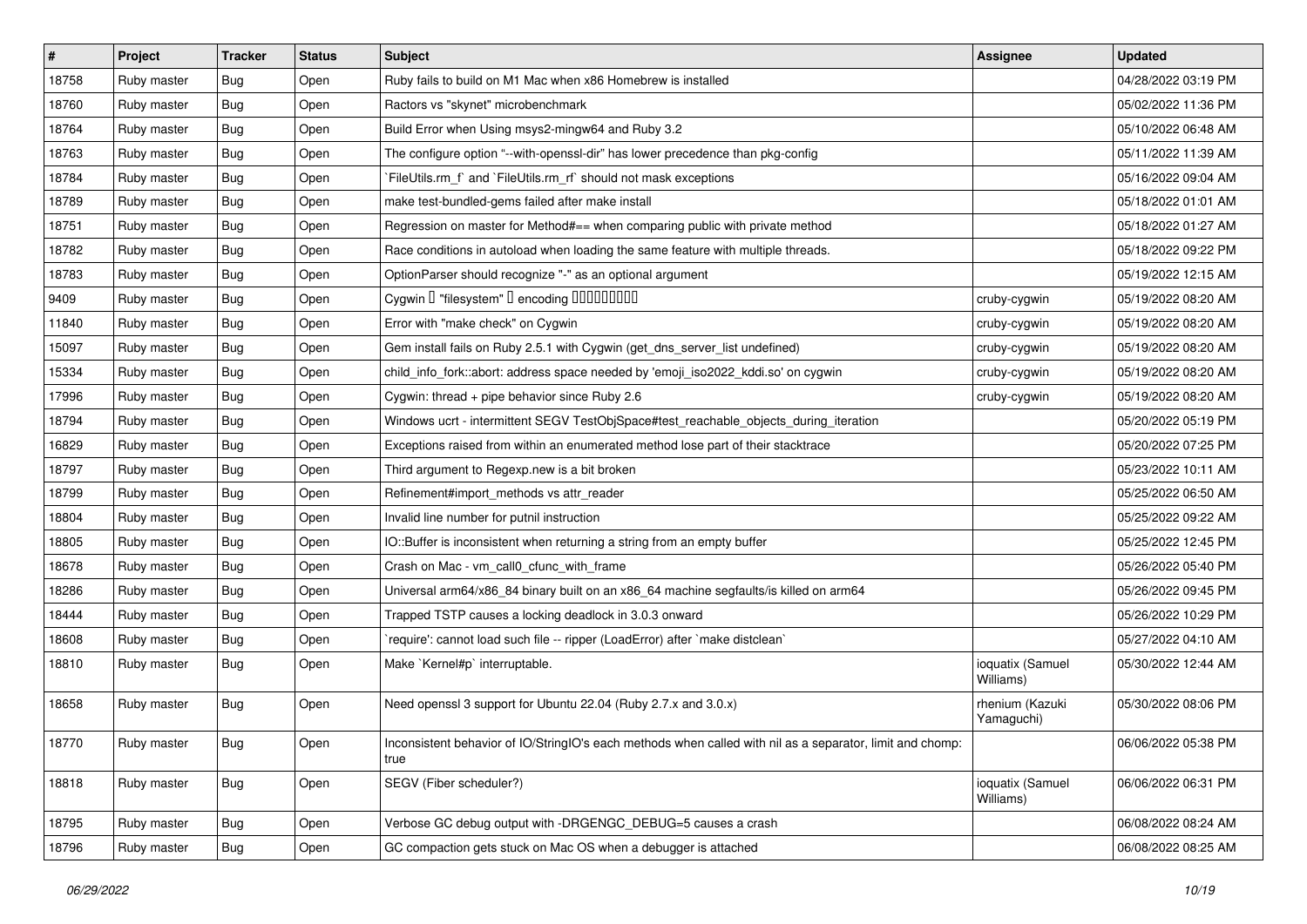| # | Project | Tracker | Status | Subject | Assignee | Updated |
|---|---|---|---|---|---|---|
| 18758 | Ruby master | Bug | Open | Ruby fails to build on M1 Mac when x86 Homebrew is installed | | 04/28/2022 03:19 PM |
| 18760 | Ruby master | Bug | Open | Ractors vs "skynet" microbenchmark | | 05/02/2022 11:36 PM |
| 18764 | Ruby master | Bug | Open | Build Error when Using msys2-mingw64 and Ruby 3.2 | | 05/10/2022 06:48 AM |
| 18763 | Ruby master | Bug | Open | The configure option "--with-openssl-dir" has lower precedence than pkg-config | | 05/11/2022 11:39 AM |
| 18784 | Ruby master | Bug | Open | `FileUtils.rm_f` and `FileUtils.rm_rf` should not mask exceptions | | 05/16/2022 09:04 AM |
| 18789 | Ruby master | Bug | Open | make test-bundled-gems failed after make install | | 05/18/2022 01:01 AM |
| 18751 | Ruby master | Bug | Open | Regression on master for Method#== when comparing public with private method | | 05/18/2022 01:27 AM |
| 18782 | Ruby master | Bug | Open | Race conditions in autoload when loading the same feature with multiple threads. | | 05/18/2022 09:22 PM |
| 18783 | Ruby master | Bug | Open | OptionParser should recognize "-" as an optional argument | | 05/19/2022 12:15 AM |
| 9409 | Ruby master | Bug | Open | Cygwin � "filesystem" � encoding ���������� | cruby-cygwin | 05/19/2022 08:20 AM |
| 11840 | Ruby master | Bug | Open | Error with "make check" on Cygwin | cruby-cygwin | 05/19/2022 08:20 AM |
| 15097 | Ruby master | Bug | Open | Gem install fails on Ruby 2.5.1 with Cygwin (get_dns_server_list undefined) | cruby-cygwin | 05/19/2022 08:20 AM |
| 15334 | Ruby master | Bug | Open | child_info_fork::abort: address space needed by 'emoji_iso2022_kddi.so' on cygwin | cruby-cygwin | 05/19/2022 08:20 AM |
| 17996 | Ruby master | Bug | Open | Cygwin: thread + pipe behavior since Ruby 2.6 | cruby-cygwin | 05/19/2022 08:20 AM |
| 18794 | Ruby master | Bug | Open | Windows ucrt - intermittent SEGV TestObjSpace#test_reachable_objects_during_iteration | | 05/20/2022 05:19 PM |
| 16829 | Ruby master | Bug | Open | Exceptions raised from within an enumerated method lose part of their stacktrace | | 05/20/2022 07:25 PM |
| 18797 | Ruby master | Bug | Open | Third argument to Regexp.new is a bit broken | | 05/23/2022 10:11 AM |
| 18799 | Ruby master | Bug | Open | Refinement#import_methods vs attr_reader | | 05/25/2022 06:50 AM |
| 18804 | Ruby master | Bug | Open | Invalid line number for putnil instruction | | 05/25/2022 09:22 AM |
| 18805 | Ruby master | Bug | Open | IO::Buffer is inconsistent when returning a string from an empty buffer | | 05/25/2022 12:45 PM |
| 18678 | Ruby master | Bug | Open | Crash on Mac - vm_call0_cfunc_with_frame | | 05/26/2022 05:40 PM |
| 18286 | Ruby master | Bug | Open | Universal arm64/x86_84 binary built on an x86_64 machine segfaults/is killed on arm64 | | 05/26/2022 09:45 PM |
| 18444 | Ruby master | Bug | Open | Trapped TSTP causes a locking deadlock in 3.0.3 onward | | 05/26/2022 10:29 PM |
| 18608 | Ruby master | Bug | Open | `require': cannot load such file -- ripper (LoadError) after `make distclean` | | 05/27/2022 04:10 AM |
| 18810 | Ruby master | Bug | Open | Make `Kernel#p` interruptable. | ioquatix (Samuel Williams) | 05/30/2022 12:44 AM |
| 18658 | Ruby master | Bug | Open | Need openssl 3 support for Ubuntu 22.04 (Ruby 2.7.x and 3.0.x) | rhenium (Kazuki Yamaguchi) | 05/30/2022 08:06 PM |
| 18770 | Ruby master | Bug | Open | Inconsistent behavior of IO/StringIO's each methods when called with nil as a separator, limit and chomp: true | | 06/06/2022 05:38 PM |
| 18818 | Ruby master | Bug | Open | SEGV (Fiber scheduler?) | ioquatix (Samuel Williams) | 06/06/2022 06:31 PM |
| 18795 | Ruby master | Bug | Open | Verbose GC debug output with -DRGENGC_DEBUG=5 causes a crash | | 06/08/2022 08:24 AM |
| 18796 | Ruby master | Bug | Open | GC compaction gets stuck on Mac OS when a debugger is attached | | 06/08/2022 08:25 AM |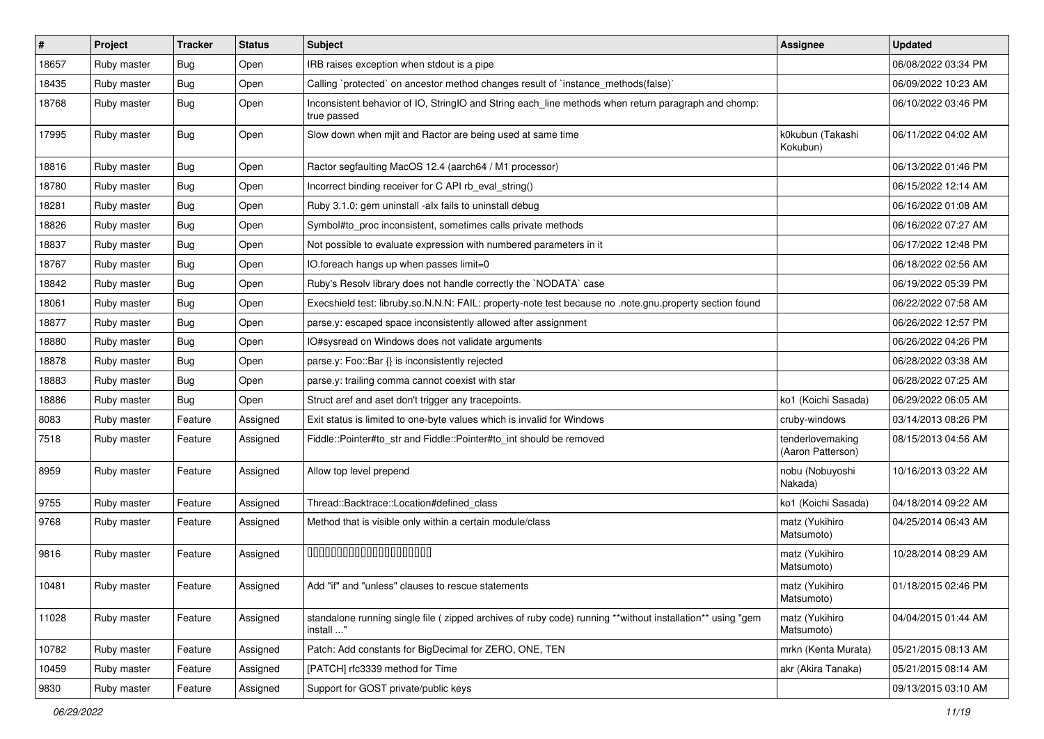| # | Project | Tracker | Status | Subject | Assignee | Updated |
|---|---|---|---|---|---|---|
| 18657 | Ruby master | Bug | Open | IRB raises exception when stdout is a pipe | | 06/08/2022 03:34 PM |
| 18435 | Ruby master | Bug | Open | Calling `protected` on ancestor method changes result of `instance_methods(false)` | | 06/09/2022 10:23 AM |
| 18768 | Ruby master | Bug | Open | Inconsistent behavior of IO, StringIO and String each_line methods when return paragraph and chomp: true passed | | 06/10/2022 03:46 PM |
| 17995 | Ruby master | Bug | Open | Slow down when mjit and Ractor are being used at same time | k0kubun (Takashi Kokubun) | 06/11/2022 04:02 AM |
| 18816 | Ruby master | Bug | Open | Ractor segfaulting MacOS 12.4 (aarch64 / M1 processor) | | 06/13/2022 01:46 PM |
| 18780 | Ruby master | Bug | Open | Incorrect binding receiver for C API rb_eval_string() | | 06/15/2022 12:14 AM |
| 18281 | Ruby master | Bug | Open | Ruby 3.1.0: gem uninstall -alx fails to uninstall debug | | 06/16/2022 01:08 AM |
| 18826 | Ruby master | Bug | Open | Symbol#to_proc inconsistent, sometimes calls private methods | | 06/16/2022 07:27 AM |
| 18837 | Ruby master | Bug | Open | Not possible to evaluate expression with numbered parameters in it | | 06/17/2022 12:48 PM |
| 18767 | Ruby master | Bug | Open | IO.foreach hangs up when passes limit=0 | | 06/18/2022 02:56 AM |
| 18842 | Ruby master | Bug | Open | Ruby's Resolv library does not handle correctly the `NODATA` case | | 06/19/2022 05:39 PM |
| 18061 | Ruby master | Bug | Open | Execshield test: libruby.so.N.N.N: FAIL: property-note test because no .note.gnu.property section found | | 06/22/2022 07:58 AM |
| 18877 | Ruby master | Bug | Open | parse.y: escaped space inconsistently allowed after assignment | | 06/26/2022 12:57 PM |
| 18880 | Ruby master | Bug | Open | IO#sysread on Windows does not validate arguments | | 06/26/2022 04:26 PM |
| 18878 | Ruby master | Bug | Open | parse.y: Foo::Bar {} is inconsistently rejected | | 06/28/2022 03:38 AM |
| 18883 | Ruby master | Bug | Open | parse.y: trailing comma cannot coexist with star | | 06/28/2022 07:25 AM |
| 18886 | Ruby master | Bug | Open | Struct aref and aset don't trigger any tracepoints. | ko1 (Koichi Sasada) | 06/29/2022 06:05 AM |
| 8083 | Ruby master | Feature | Assigned | Exit status is limited to one-byte values which is invalid for Windows | cruby-windows | 03/14/2013 08:26 PM |
| 7518 | Ruby master | Feature | Assigned | Fiddle::Pointer#to_str and Fiddle::Pointer#to_int should be removed | tenderlovemaking (Aaron Patterson) | 08/15/2013 04:56 AM |
| 8959 | Ruby master | Feature | Assigned | Allow top level prepend | nobu (Nobuyoshi Nakada) | 10/16/2013 03:22 AM |
| 9755 | Ruby master | Feature | Assigned | Thread::Backtrace::Location#defined_class | ko1 (Koichi Sasada) | 04/18/2014 09:22 AM |
| 9768 | Ruby master | Feature | Assigned | Method that is visible only within a certain module/class | matz (Yukihiro Matsumoto) | 04/25/2014 06:43 AM |
| 9816 | Ruby master | Feature | Assigned | 00000000000000000000000 | matz (Yukihiro Matsumoto) | 10/28/2014 08:29 AM |
| 10481 | Ruby master | Feature | Assigned | Add "if" and "unless" clauses to rescue statements | matz (Yukihiro Matsumoto) | 01/18/2015 02:46 PM |
| 11028 | Ruby master | Feature | Assigned | standalone running single file ( zipped archives of ruby code) running **without installation** using "gem install ..." | matz (Yukihiro Matsumoto) | 04/04/2015 01:44 AM |
| 10782 | Ruby master | Feature | Assigned | Patch: Add constants for BigDecimal for ZERO, ONE, TEN | mrkn (Kenta Murata) | 05/21/2015 08:13 AM |
| 10459 | Ruby master | Feature | Assigned | [PATCH] rfc3339 method for Time | akr (Akira Tanaka) | 05/21/2015 08:14 AM |
| 9830 | Ruby master | Feature | Assigned | Support for GOST private/public keys | | 09/13/2015 03:10 AM |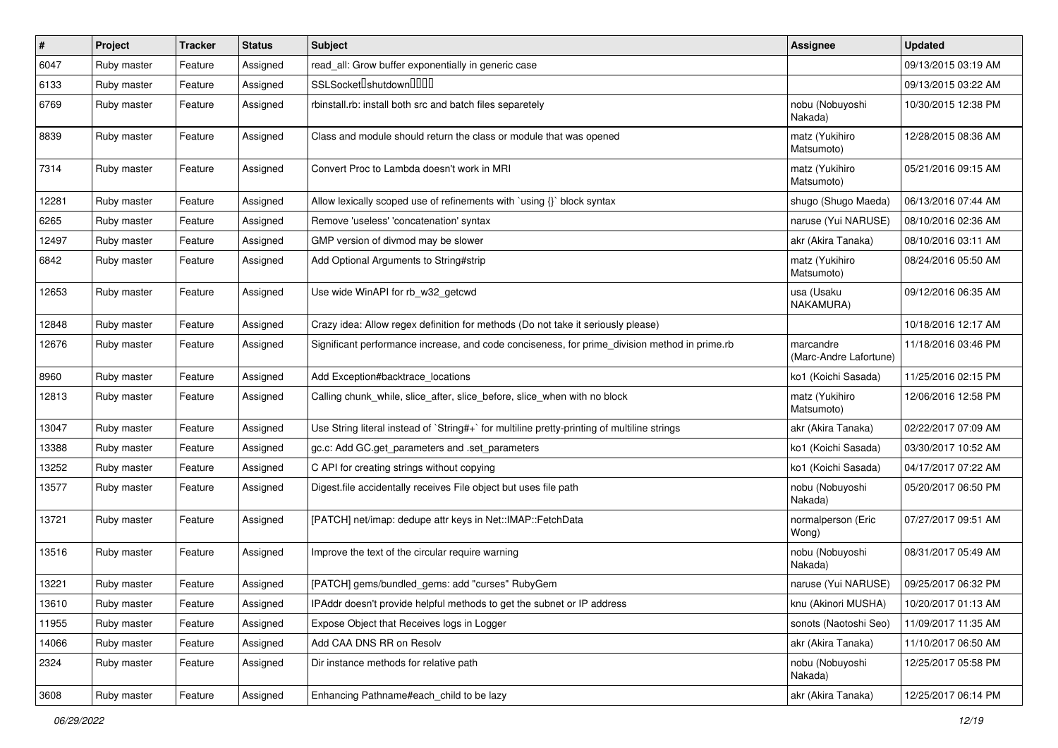| # | Project | Tracker | Status | Subject | Assignee | Updated |
|---|---|---|---|---|---|---|
| 6047 | Ruby master | Feature | Assigned | read_all: Grow buffer exponentially in generic case | | 09/13/2015 03:19 AM |
| 6133 | Ruby master | Feature | Assigned | SSLSocket�shutdown���� | | 09/13/2015 03:22 AM |
| 6769 | Ruby master | Feature | Assigned | rbinstall.rb: install both src and batch files separetely | nobu (Nobuyoshi Nakada) | 10/30/2015 12:38 PM |
| 8839 | Ruby master | Feature | Assigned | Class and module should return the class or module that was opened | matz (Yukihiro Matsumoto) | 12/28/2015 08:36 AM |
| 7314 | Ruby master | Feature | Assigned | Convert Proc to Lambda doesn't work in MRI | matz (Yukihiro Matsumoto) | 05/21/2016 09:15 AM |
| 12281 | Ruby master | Feature | Assigned | Allow lexically scoped use of refinements with `using {}` block syntax | shugo (Shugo Maeda) | 06/13/2016 07:44 AM |
| 6265 | Ruby master | Feature | Assigned | Remove 'useless' 'concatenation' syntax | naruse (Yui NARUSE) | 08/10/2016 02:36 AM |
| 12497 | Ruby master | Feature | Assigned | GMP version of divmod may be slower | akr (Akira Tanaka) | 08/10/2016 03:11 AM |
| 6842 | Ruby master | Feature | Assigned | Add Optional Arguments to String#strip | matz (Yukihiro Matsumoto) | 08/24/2016 05:50 AM |
| 12653 | Ruby master | Feature | Assigned | Use wide WinAPI for rb_w32_getcwd | usa (Usaku NAKAMURA) | 09/12/2016 06:35 AM |
| 12848 | Ruby master | Feature | Assigned | Crazy idea: Allow regex definition for methods (Do not take it seriously please) | | 10/18/2016 12:17 AM |
| 12676 | Ruby master | Feature | Assigned | Significant performance increase, and code conciseness, for prime_division method in prime.rb | marcandre (Marc-Andre Lafortune) | 11/18/2016 03:46 PM |
| 8960 | Ruby master | Feature | Assigned | Add Exception#backtrace_locations | ko1 (Koichi Sasada) | 11/25/2016 02:15 PM |
| 12813 | Ruby master | Feature | Assigned | Calling chunk_while, slice_after, slice_before, slice_when with no block | matz (Yukihiro Matsumoto) | 12/06/2016 12:58 PM |
| 13047 | Ruby master | Feature | Assigned | Use String literal instead of `String#+` for multiline pretty-printing of multiline strings | akr (Akira Tanaka) | 02/22/2017 07:09 AM |
| 13388 | Ruby master | Feature | Assigned | gc.c: Add GC.get_parameters and .set_parameters | ko1 (Koichi Sasada) | 03/30/2017 10:52 AM |
| 13252 | Ruby master | Feature | Assigned | C API for creating strings without copying | ko1 (Koichi Sasada) | 04/17/2017 07:22 AM |
| 13577 | Ruby master | Feature | Assigned | Digest.file accidentally receives File object but uses file path | nobu (Nobuyoshi Nakada) | 05/20/2017 06:50 PM |
| 13721 | Ruby master | Feature | Assigned | [PATCH] net/imap: dedupe attr keys in Net::IMAP::FetchData | normalperson (Eric Wong) | 07/27/2017 09:51 AM |
| 13516 | Ruby master | Feature | Assigned | Improve the text of the circular require warning | nobu (Nobuyoshi Nakada) | 08/31/2017 05:49 AM |
| 13221 | Ruby master | Feature | Assigned | [PATCH] gems/bundled_gems: add "curses" RubyGem | naruse (Yui NARUSE) | 09/25/2017 06:32 PM |
| 13610 | Ruby master | Feature | Assigned | IPAddr doesn't provide helpful methods to get the subnet or IP address | knu (Akinori MUSHA) | 10/20/2017 01:13 AM |
| 11955 | Ruby master | Feature | Assigned | Expose Object that Receives logs in Logger | sonots (Naotoshi Seo) | 11/09/2017 11:35 AM |
| 14066 | Ruby master | Feature | Assigned | Add CAA DNS RR on Resolv | akr (Akira Tanaka) | 11/10/2017 06:50 AM |
| 2324 | Ruby master | Feature | Assigned | Dir instance methods for relative path | nobu (Nobuyoshi Nakada) | 12/25/2017 05:58 PM |
| 3608 | Ruby master | Feature | Assigned | Enhancing Pathname#each_child to be lazy | akr (Akira Tanaka) | 12/25/2017 06:14 PM |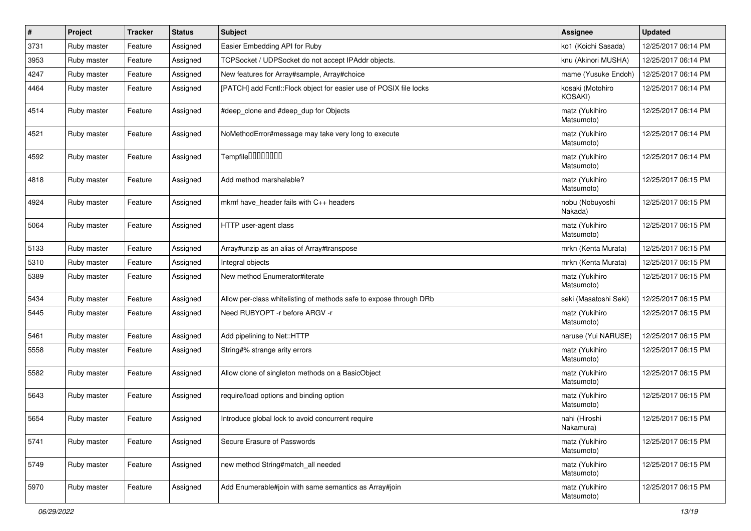| # | Project | Tracker | Status | Subject | Assignee | Updated |
|---|---|---|---|---|---|---|
| 3731 | Ruby master | Feature | Assigned | Easier Embedding API for Ruby | ko1 (Koichi Sasada) | 12/25/2017 06:14 PM |
| 3953 | Ruby master | Feature | Assigned | TCPSocket / UDPSocket do not accept IPAddr objects. | knu (Akinori MUSHA) | 12/25/2017 06:14 PM |
| 4247 | Ruby master | Feature | Assigned | New features for Array#sample, Array#choice | mame (Yusuke Endoh) | 12/25/2017 06:14 PM |
| 4464 | Ruby master | Feature | Assigned | [PATCH] add Fcntl::Flock object for easier use of POSIX file locks | kosaki (Motohiro KOSAKI) | 12/25/2017 06:14 PM |
| 4514 | Ruby master | Feature | Assigned | #deep_clone and #deep_dup for Objects | matz (Yukihiro Matsumoto) | 12/25/2017 06:14 PM |
| 4521 | Ruby master | Feature | Assigned | NoMethodError#message may take very long to execute | matz (Yukihiro Matsumoto) | 12/25/2017 06:14 PM |
| 4592 | Ruby master | Feature | Assigned | Tempfile���������� | matz (Yukihiro Matsumoto) | 12/25/2017 06:14 PM |
| 4818 | Ruby master | Feature | Assigned | Add method marshalable? | matz (Yukihiro Matsumoto) | 12/25/2017 06:15 PM |
| 4924 | Ruby master | Feature | Assigned | mkmf have_header fails with C++ headers | nobu (Nobuyoshi Nakada) | 12/25/2017 06:15 PM |
| 5064 | Ruby master | Feature | Assigned | HTTP user-agent class | matz (Yukihiro Matsumoto) | 12/25/2017 06:15 PM |
| 5133 | Ruby master | Feature | Assigned | Array#unzip as an alias of Array#transpose | mrkn (Kenta Murata) | 12/25/2017 06:15 PM |
| 5310 | Ruby master | Feature | Assigned | Integral objects | mrkn (Kenta Murata) | 12/25/2017 06:15 PM |
| 5389 | Ruby master | Feature | Assigned | New method Enumerator#iterate | matz (Yukihiro Matsumoto) | 12/25/2017 06:15 PM |
| 5434 | Ruby master | Feature | Assigned | Allow per-class whitelisting of methods safe to expose through DRb | seki (Masatoshi Seki) | 12/25/2017 06:15 PM |
| 5445 | Ruby master | Feature | Assigned | Need RUBYOPT -r before ARGV -r | matz (Yukihiro Matsumoto) | 12/25/2017 06:15 PM |
| 5461 | Ruby master | Feature | Assigned | Add pipelining to Net::HTTP | naruse (Yui NARUSE) | 12/25/2017 06:15 PM |
| 5558 | Ruby master | Feature | Assigned | String#% strange arity errors | matz (Yukihiro Matsumoto) | 12/25/2017 06:15 PM |
| 5582 | Ruby master | Feature | Assigned | Allow clone of singleton methods on a BasicObject | matz (Yukihiro Matsumoto) | 12/25/2017 06:15 PM |
| 5643 | Ruby master | Feature | Assigned | require/load options and binding option | matz (Yukihiro Matsumoto) | 12/25/2017 06:15 PM |
| 5654 | Ruby master | Feature | Assigned | Introduce global lock to avoid concurrent require | nahi (Hiroshi Nakamura) | 12/25/2017 06:15 PM |
| 5741 | Ruby master | Feature | Assigned | Secure Erasure of Passwords | matz (Yukihiro Matsumoto) | 12/25/2017 06:15 PM |
| 5749 | Ruby master | Feature | Assigned | new method String#match_all needed | matz (Yukihiro Matsumoto) | 12/25/2017 06:15 PM |
| 5970 | Ruby master | Feature | Assigned | Add Enumerable#join with same semantics as Array#join | matz (Yukihiro Matsumoto) | 12/25/2017 06:15 PM |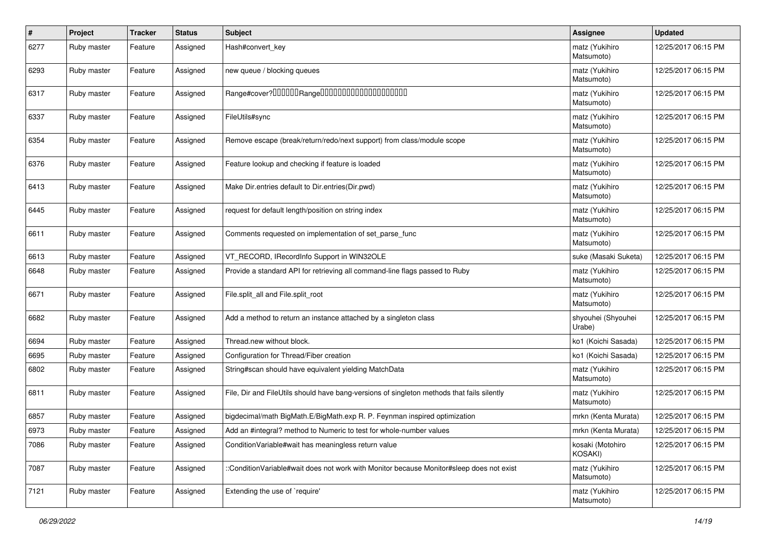| # | Project | Tracker | Status | Subject | Assignee | Updated |
|---|---|---|---|---|---|---|
| 6277 | Ruby master | Feature | Assigned | Hash#convert_key | matz (Yukihiro Matsumoto) | 12/25/2017 06:15 PM |
| 6293 | Ruby master | Feature | Assigned | new queue / blocking queues | matz (Yukihiro Matsumoto) | 12/25/2017 06:15 PM |
| 6317 | Ruby master | Feature | Assigned | Range#cover?□□□□□□Range□□□□□□□□□□□□□□□□□□□□ | matz (Yukihiro Matsumoto) | 12/25/2017 06:15 PM |
| 6337 | Ruby master | Feature | Assigned | FileUtils#sync | matz (Yukihiro Matsumoto) | 12/25/2017 06:15 PM |
| 6354 | Ruby master | Feature | Assigned | Remove escape (break/return/redo/next support) from class/module scope | matz (Yukihiro Matsumoto) | 12/25/2017 06:15 PM |
| 6376 | Ruby master | Feature | Assigned | Feature lookup and checking if feature is loaded | matz (Yukihiro Matsumoto) | 12/25/2017 06:15 PM |
| 6413 | Ruby master | Feature | Assigned | Make Dir.entries default to Dir.entries(Dir.pwd) | matz (Yukihiro Matsumoto) | 12/25/2017 06:15 PM |
| 6445 | Ruby master | Feature | Assigned | request for default length/position on string index | matz (Yukihiro Matsumoto) | 12/25/2017 06:15 PM |
| 6611 | Ruby master | Feature | Assigned | Comments requested on implementation of set_parse_func | matz (Yukihiro Matsumoto) | 12/25/2017 06:15 PM |
| 6613 | Ruby master | Feature | Assigned | VT_RECORD, IRecordInfo Support in WIN32OLE | suke (Masaki Suketa) | 12/25/2017 06:15 PM |
| 6648 | Ruby master | Feature | Assigned | Provide a standard API for retrieving all command-line flags passed to Ruby | matz (Yukihiro Matsumoto) | 12/25/2017 06:15 PM |
| 6671 | Ruby master | Feature | Assigned | File.split_all and File.split_root | matz (Yukihiro Matsumoto) | 12/25/2017 06:15 PM |
| 6682 | Ruby master | Feature | Assigned | Add a method to return an instance attached by a singleton class | shyouhei (Shyouhei Urabe) | 12/25/2017 06:15 PM |
| 6694 | Ruby master | Feature | Assigned | Thread.new without block. | ko1 (Koichi Sasada) | 12/25/2017 06:15 PM |
| 6695 | Ruby master | Feature | Assigned | Configuration for Thread/Fiber creation | ko1 (Koichi Sasada) | 12/25/2017 06:15 PM |
| 6802 | Ruby master | Feature | Assigned | String#scan should have equivalent yielding MatchData | matz (Yukihiro Matsumoto) | 12/25/2017 06:15 PM |
| 6811 | Ruby master | Feature | Assigned | File, Dir and FileUtils should have bang-versions of singleton methods that fails silently | matz (Yukihiro Matsumoto) | 12/25/2017 06:15 PM |
| 6857 | Ruby master | Feature | Assigned | bigdecimal/math BigMath.E/BigMath.exp R. P. Feynman inspired optimization | mrkn (Kenta Murata) | 12/25/2017 06:15 PM |
| 6973 | Ruby master | Feature | Assigned | Add an #integral? method to Numeric to test for whole-number values | mrkn (Kenta Murata) | 12/25/2017 06:15 PM |
| 7086 | Ruby master | Feature | Assigned | ConditionVariable#wait has meaningless return value | kosaki (Motohiro KOSAKI) | 12/25/2017 06:15 PM |
| 7087 | Ruby master | Feature | Assigned | ::ConditionVariable#wait does not work with Monitor because Monitor#sleep does not exist | matz (Yukihiro Matsumoto) | 12/25/2017 06:15 PM |
| 7121 | Ruby master | Feature | Assigned | Extending the use of `require' | matz (Yukihiro Matsumoto) | 12/25/2017 06:15 PM |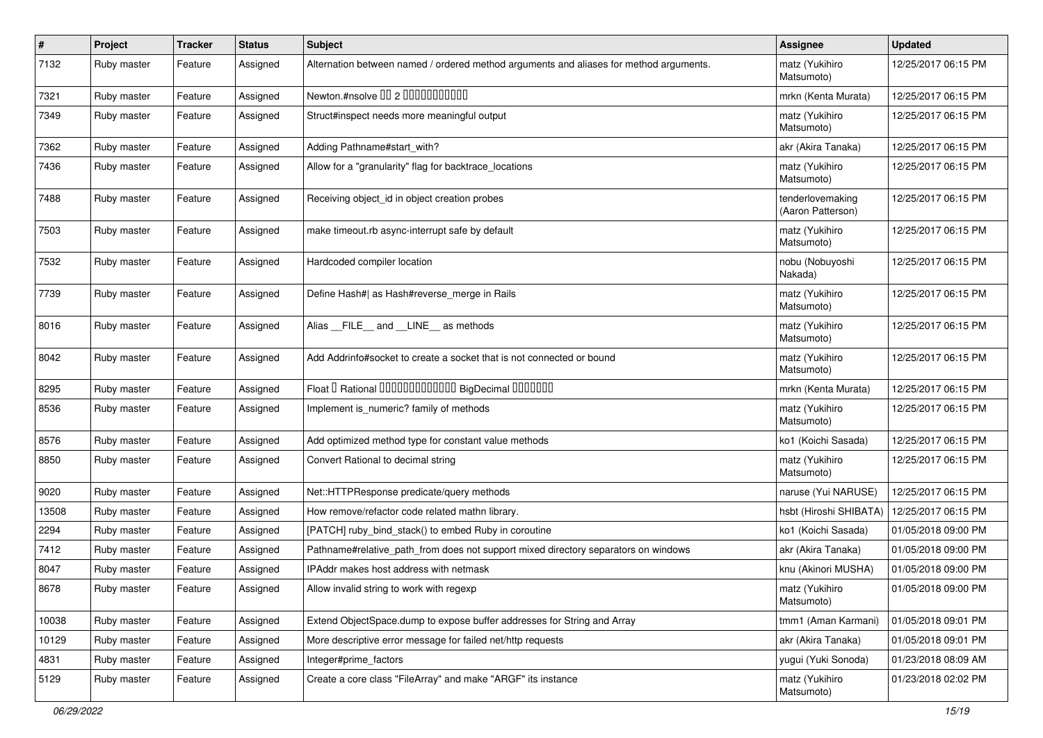| # | Project | Tracker | Status | Subject | Assignee | Updated |
| --- | --- | --- | --- | --- | --- | --- |
| 7132 | Ruby master | Feature | Assigned | Alternation between named / ordered method arguments and aliases for method arguments. | matz (Yukihiro Matsumoto) | 12/25/2017 06:15 PM |
| 7321 | Ruby master | Feature | Assigned | Newton.#nsolve ՍՍ 2 ՍՍՍՍՍՍՍՍՍՍՍ | mrkn (Kenta Murata) | 12/25/2017 06:15 PM |
| 7349 | Ruby master | Feature | Assigned | Struct#inspect needs more meaningful output | matz (Yukihiro Matsumoto) | 12/25/2017 06:15 PM |
| 7362 | Ruby master | Feature | Assigned | Adding Pathname#start_with? | akr (Akira Tanaka) | 12/25/2017 06:15 PM |
| 7436 | Ruby master | Feature | Assigned | Allow for a "granularity" flag for backtrace_locations | matz (Yukihiro Matsumoto) | 12/25/2017 06:15 PM |
| 7488 | Ruby master | Feature | Assigned | Receiving object_id in object creation probes | tenderlovemaking (Aaron Patterson) | 12/25/2017 06:15 PM |
| 7503 | Ruby master | Feature | Assigned | make timeout.rb async-interrupt safe by default | matz (Yukihiro Matsumoto) | 12/25/2017 06:15 PM |
| 7532 | Ruby master | Feature | Assigned | Hardcoded compiler location | nobu (Nobuyoshi Nakada) | 12/25/2017 06:15 PM |
| 7739 | Ruby master | Feature | Assigned | Define Hash#\| as Hash#reverse_merge in Rails | matz (Yukihiro Matsumoto) | 12/25/2017 06:15 PM |
| 8016 | Ruby master | Feature | Assigned | Alias __FILE__ and __LINE__ as methods | matz (Yukihiro Matsumoto) | 12/25/2017 06:15 PM |
| 8042 | Ruby master | Feature | Assigned | Add Addrinfo#socket to create a socket that is not connected or bound | matz (Yukihiro Matsumoto) | 12/25/2017 06:15 PM |
| 8295 | Ruby master | Feature | Assigned | Float Ս Rational ՍՍՍՍՍՍՍՍՍՍՍՍՍ BigDecimal ՍՍՍՍՍՍՍ | mrkn (Kenta Murata) | 12/25/2017 06:15 PM |
| 8536 | Ruby master | Feature | Assigned | Implement is_numeric? family of methods | matz (Yukihiro Matsumoto) | 12/25/2017 06:15 PM |
| 8576 | Ruby master | Feature | Assigned | Add optimized method type for constant value methods | ko1 (Koichi Sasada) | 12/25/2017 06:15 PM |
| 8850 | Ruby master | Feature | Assigned | Convert Rational to decimal string | matz (Yukihiro Matsumoto) | 12/25/2017 06:15 PM |
| 9020 | Ruby master | Feature | Assigned | Net::HTTPResponse predicate/query methods | naruse (Yui NARUSE) | 12/25/2017 06:15 PM |
| 13508 | Ruby master | Feature | Assigned | How remove/refactor code related mathn library. | hsbt (Hiroshi SHIBATA) | 12/25/2017 06:15 PM |
| 2294 | Ruby master | Feature | Assigned | [PATCH] ruby_bind_stack() to embed Ruby in coroutine | ko1 (Koichi Sasada) | 01/05/2018 09:00 PM |
| 7412 | Ruby master | Feature | Assigned | Pathname#relative_path_from does not support mixed directory separators on windows | akr (Akira Tanaka) | 01/05/2018 09:00 PM |
| 8047 | Ruby master | Feature | Assigned | IPAddr makes host address with netmask | knu (Akinori MUSHA) | 01/05/2018 09:00 PM |
| 8678 | Ruby master | Feature | Assigned | Allow invalid string to work with regexp | matz (Yukihiro Matsumoto) | 01/05/2018 09:00 PM |
| 10038 | Ruby master | Feature | Assigned | Extend ObjectSpace.dump to expose buffer addresses for String and Array | tmm1 (Aman Karmani) | 01/05/2018 09:01 PM |
| 10129 | Ruby master | Feature | Assigned | More descriptive error message for failed net/http requests | akr (Akira Tanaka) | 01/05/2018 09:01 PM |
| 4831 | Ruby master | Feature | Assigned | Integer#prime_factors | yugui (Yuki Sonoda) | 01/23/2018 08:09 AM |
| 5129 | Ruby master | Feature | Assigned | Create a core class "FileArray" and make "ARGF" its instance | matz (Yukihiro Matsumoto) | 01/23/2018 02:02 PM |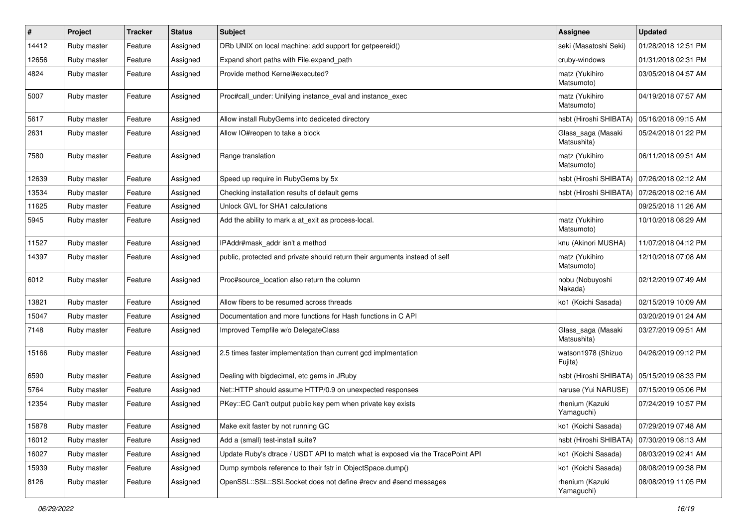| # | Project | Tracker | Status | Subject | Assignee | Updated |
| --- | --- | --- | --- | --- | --- | --- |
| 14412 | Ruby master | Feature | Assigned | DRb UNIX on local machine: add support for getpeereid() | seki (Masatoshi Seki) | 01/28/2018 12:51 PM |
| 12656 | Ruby master | Feature | Assigned | Expand short paths with File.expand_path | cruby-windows | 01/31/2018 02:31 PM |
| 4824 | Ruby master | Feature | Assigned | Provide method Kernel#executed? | matz (Yukihiro Matsumoto) | 03/05/2018 04:57 AM |
| 5007 | Ruby master | Feature | Assigned | Proc#call_under: Unifying instance_eval and instance_exec | matz (Yukihiro Matsumoto) | 04/19/2018 07:57 AM |
| 5617 | Ruby master | Feature | Assigned | Allow install RubyGems into dediceted directory | hsbt (Hiroshi SHIBATA) | 05/16/2018 09:15 AM |
| 2631 | Ruby master | Feature | Assigned | Allow IO#reopen to take a block | Glass_saga (Masaki Matsushita) | 05/24/2018 01:22 PM |
| 7580 | Ruby master | Feature | Assigned | Range translation | matz (Yukihiro Matsumoto) | 06/11/2018 09:51 AM |
| 12639 | Ruby master | Feature | Assigned | Speed up require in RubyGems by 5x | hsbt (Hiroshi SHIBATA) | 07/26/2018 02:12 AM |
| 13534 | Ruby master | Feature | Assigned | Checking installation results of default gems | hsbt (Hiroshi SHIBATA) | 07/26/2018 02:16 AM |
| 11625 | Ruby master | Feature | Assigned | Unlock GVL for SHA1 calculations | | 09/25/2018 11:26 AM |
| 5945 | Ruby master | Feature | Assigned | Add the ability to mark a at_exit as process-local. | matz (Yukihiro Matsumoto) | 10/10/2018 08:29 AM |
| 11527 | Ruby master | Feature | Assigned | IPAddr#mask_addr isn't a method | knu (Akinori MUSHA) | 11/07/2018 04:12 PM |
| 14397 | Ruby master | Feature | Assigned | public, protected and private should return their arguments instead of self | matz (Yukihiro Matsumoto) | 12/10/2018 07:08 AM |
| 6012 | Ruby master | Feature | Assigned | Proc#source_location also return the column | nobu (Nobuyoshi Nakada) | 02/12/2019 07:49 AM |
| 13821 | Ruby master | Feature | Assigned | Allow fibers to be resumed across threads | ko1 (Koichi Sasada) | 02/15/2019 10:09 AM |
| 15047 | Ruby master | Feature | Assigned | Documentation and more functions for Hash functions in C API | | 03/20/2019 01:24 AM |
| 7148 | Ruby master | Feature | Assigned | Improved Tempfile w/o DelegateClass | Glass_saga (Masaki Matsushita) | 03/27/2019 09:51 AM |
| 15166 | Ruby master | Feature | Assigned | 2.5 times faster implementation than current gcd implmentation | watson1978 (Shizuo Fujita) | 04/26/2019 09:12 PM |
| 6590 | Ruby master | Feature | Assigned | Dealing with bigdecimal, etc gems in JRuby | hsbt (Hiroshi SHIBATA) | 05/15/2019 08:33 PM |
| 5764 | Ruby master | Feature | Assigned | Net::HTTP should assume HTTP/0.9 on unexpected responses | naruse (Yui NARUSE) | 07/15/2019 05:06 PM |
| 12354 | Ruby master | Feature | Assigned | PKey::EC Can't output public key pem when private key exists | rhenium (Kazuki Yamaguchi) | 07/24/2019 10:57 PM |
| 15878 | Ruby master | Feature | Assigned | Make exit faster by not running GC | ko1 (Koichi Sasada) | 07/29/2019 07:48 AM |
| 16012 | Ruby master | Feature | Assigned | Add a (small) test-install suite? | hsbt (Hiroshi SHIBATA) | 07/30/2019 08:13 AM |
| 16027 | Ruby master | Feature | Assigned | Update Ruby's dtrace / USDT API to match what is exposed via the TracePoint API | ko1 (Koichi Sasada) | 08/03/2019 02:41 AM |
| 15939 | Ruby master | Feature | Assigned | Dump symbols reference to their fstr in ObjectSpace.dump() | ko1 (Koichi Sasada) | 08/08/2019 09:38 PM |
| 8126 | Ruby master | Feature | Assigned | OpenSSL::SSL::SSLSocket does not define #recv and #send messages | rhenium (Kazuki Yamaguchi) | 08/08/2019 11:05 PM |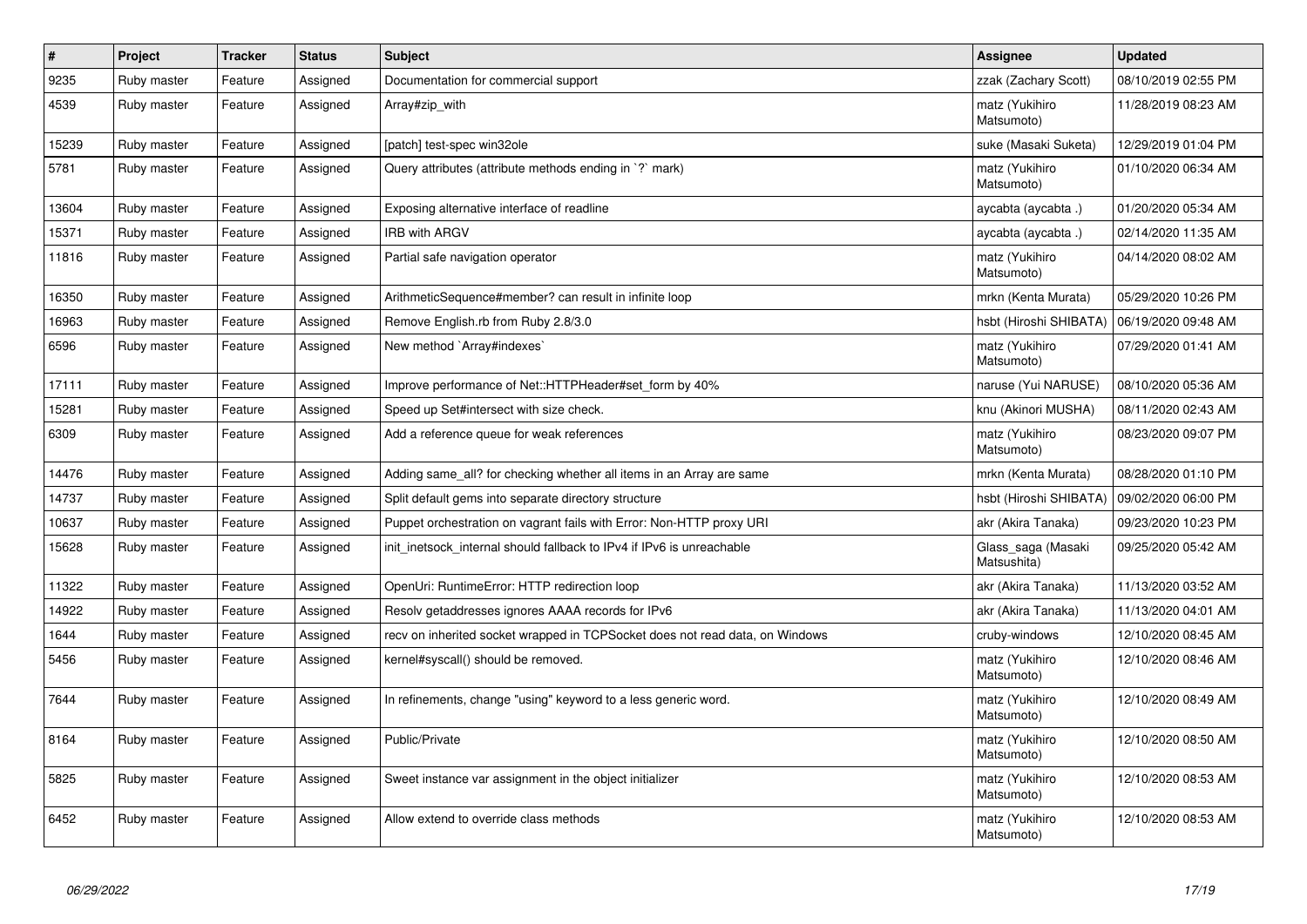| # | Project | Tracker | Status | Subject | Assignee | Updated |
|---|---|---|---|---|---|---|
| 9235 | Ruby master | Feature | Assigned | Documentation for commercial support | zzak (Zachary Scott) | 08/10/2019 02:55 PM |
| 4539 | Ruby master | Feature | Assigned | Array#zip_with | matz (Yukihiro Matsumoto) | 11/28/2019 08:23 AM |
| 15239 | Ruby master | Feature | Assigned | [patch] test-spec win32ole | suke (Masaki Suketa) | 12/29/2019 01:04 PM |
| 5781 | Ruby master | Feature | Assigned | Query attributes (attribute methods ending in `?` mark) | matz (Yukihiro Matsumoto) | 01/10/2020 06:34 AM |
| 13604 | Ruby master | Feature | Assigned | Exposing alternative interface of readline | aycabta (aycabta .) | 01/20/2020 05:34 AM |
| 15371 | Ruby master | Feature | Assigned | IRB with ARGV | aycabta (aycabta .) | 02/14/2020 11:35 AM |
| 11816 | Ruby master | Feature | Assigned | Partial safe navigation operator | matz (Yukihiro Matsumoto) | 04/14/2020 08:02 AM |
| 16350 | Ruby master | Feature | Assigned | ArithmeticSequence#member? can result in infinite loop | mrkn (Kenta Murata) | 05/29/2020 10:26 PM |
| 16963 | Ruby master | Feature | Assigned | Remove English.rb from Ruby 2.8/3.0 | hsbt (Hiroshi SHIBATA) | 06/19/2020 09:48 AM |
| 6596 | Ruby master | Feature | Assigned | New method `Array#indexes` | matz (Yukihiro Matsumoto) | 07/29/2020 01:41 AM |
| 17111 | Ruby master | Feature | Assigned | Improve performance of Net::HTTPHeader#set_form by 40% | naruse (Yui NARUSE) | 08/10/2020 05:36 AM |
| 15281 | Ruby master | Feature | Assigned | Speed up Set#intersect with size check. | knu (Akinori MUSHA) | 08/11/2020 02:43 AM |
| 6309 | Ruby master | Feature | Assigned | Add a reference queue for weak references | matz (Yukihiro Matsumoto) | 08/23/2020 09:07 PM |
| 14476 | Ruby master | Feature | Assigned | Adding same_all? for checking whether all items in an Array are same | mrkn (Kenta Murata) | 08/28/2020 01:10 PM |
| 14737 | Ruby master | Feature | Assigned | Split default gems into separate directory structure | hsbt (Hiroshi SHIBATA) | 09/02/2020 06:00 PM |
| 10637 | Ruby master | Feature | Assigned | Puppet orchestration on vagrant fails with Error: Non-HTTP proxy URI | akr (Akira Tanaka) | 09/23/2020 10:23 PM |
| 15628 | Ruby master | Feature | Assigned | init_inetsock_internal should fallback to IPv4 if IPv6 is unreachable | Glass_saga (Masaki Matsushita) | 09/25/2020 05:42 AM |
| 11322 | Ruby master | Feature | Assigned | OpenUri: RuntimeError: HTTP redirection loop | akr (Akira Tanaka) | 11/13/2020 03:52 AM |
| 14922 | Ruby master | Feature | Assigned | Resolv getaddresses ignores AAAA records for IPv6 | akr (Akira Tanaka) | 11/13/2020 04:01 AM |
| 1644 | Ruby master | Feature | Assigned | recv on inherited socket wrapped in TCPSocket does not read data, on Windows | cruby-windows | 12/10/2020 08:45 AM |
| 5456 | Ruby master | Feature | Assigned | kernel#syscall() should be removed. | matz (Yukihiro Matsumoto) | 12/10/2020 08:46 AM |
| 7644 | Ruby master | Feature | Assigned | In refinements, change "using" keyword to a less generic word. | matz (Yukihiro Matsumoto) | 12/10/2020 08:49 AM |
| 8164 | Ruby master | Feature | Assigned | Public/Private | matz (Yukihiro Matsumoto) | 12/10/2020 08:50 AM |
| 5825 | Ruby master | Feature | Assigned | Sweet instance var assignment in the object initializer | matz (Yukihiro Matsumoto) | 12/10/2020 08:53 AM |
| 6452 | Ruby master | Feature | Assigned | Allow extend to override class methods | matz (Yukihiro Matsumoto) | 12/10/2020 08:53 AM |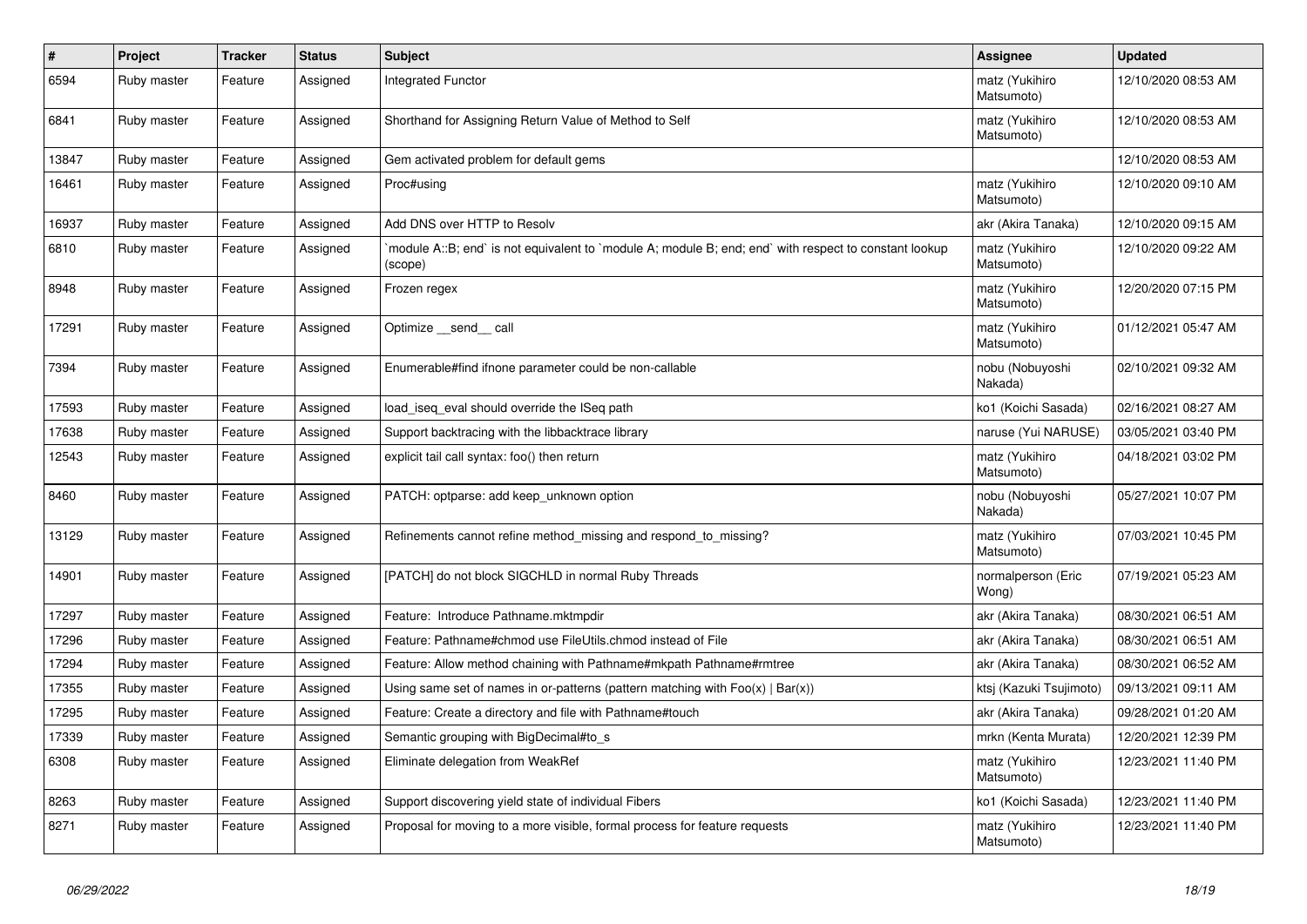| # | Project | Tracker | Status | Subject | Assignee | Updated |
|---|---|---|---|---|---|---|
| 6594 | Ruby master | Feature | Assigned | Integrated Functor | matz (Yukihiro Matsumoto) | 12/10/2020 08:53 AM |
| 6841 | Ruby master | Feature | Assigned | Shorthand for Assigning Return Value of Method to Self | matz (Yukihiro Matsumoto) | 12/10/2020 08:53 AM |
| 13847 | Ruby master | Feature | Assigned | Gem activated problem for default gems | | 12/10/2020 08:53 AM |
| 16461 | Ruby master | Feature | Assigned | Proc#using | matz (Yukihiro Matsumoto) | 12/10/2020 09:10 AM |
| 16937 | Ruby master | Feature | Assigned | Add DNS over HTTP to Resolv | akr (Akira Tanaka) | 12/10/2020 09:15 AM |
| 6810 | Ruby master | Feature | Assigned | `module A::B; end` is not equivalent to `module A; module B; end; end` with respect to constant lookup (scope) | matz (Yukihiro Matsumoto) | 12/10/2020 09:22 AM |
| 8948 | Ruby master | Feature | Assigned | Frozen regex | matz (Yukihiro Matsumoto) | 12/20/2020 07:15 PM |
| 17291 | Ruby master | Feature | Assigned | Optimize __send__ call | matz (Yukihiro Matsumoto) | 01/12/2021 05:47 AM |
| 7394 | Ruby master | Feature | Assigned | Enumerable#find ifnone parameter could be non-callable | nobu (Nobuyoshi Nakada) | 02/10/2021 09:32 AM |
| 17593 | Ruby master | Feature | Assigned | load_iseq_eval should override the ISeq path | ko1 (Koichi Sasada) | 02/16/2021 08:27 AM |
| 17638 | Ruby master | Feature | Assigned | Support backtracing with the libbacktrace library | naruse (Yui NARUSE) | 03/05/2021 03:40 PM |
| 12543 | Ruby master | Feature | Assigned | explicit tail call syntax: foo() then return | matz (Yukihiro Matsumoto) | 04/18/2021 03:02 PM |
| 8460 | Ruby master | Feature | Assigned | PATCH: optparse: add keep_unknown option | nobu (Nobuyoshi Nakada) | 05/27/2021 10:07 PM |
| 13129 | Ruby master | Feature | Assigned | Refinements cannot refine method_missing and respond_to_missing? | matz (Yukihiro Matsumoto) | 07/03/2021 10:45 PM |
| 14901 | Ruby master | Feature | Assigned | [PATCH] do not block SIGCHLD in normal Ruby Threads | normalperson (Eric Wong) | 07/19/2021 05:23 AM |
| 17297 | Ruby master | Feature | Assigned | Feature:  Introduce Pathname.mktmpdir | akr (Akira Tanaka) | 08/30/2021 06:51 AM |
| 17296 | Ruby master | Feature | Assigned | Feature: Pathname#chmod use FileUtils.chmod instead of File | akr (Akira Tanaka) | 08/30/2021 06:51 AM |
| 17294 | Ruby master | Feature | Assigned | Feature: Allow method chaining with Pathname#mkpath Pathname#rmtree | akr (Akira Tanaka) | 08/30/2021 06:52 AM |
| 17355 | Ruby master | Feature | Assigned | Using same set of names in or-patterns (pattern matching with Foo(x) \| Bar(x)) | ktsj (Kazuki Tsujimoto) | 09/13/2021 09:11 AM |
| 17295 | Ruby master | Feature | Assigned | Feature: Create a directory and file with Pathname#touch | akr (Akira Tanaka) | 09/28/2021 01:20 AM |
| 17339 | Ruby master | Feature | Assigned | Semantic grouping with BigDecimal#to_s | mrkn (Kenta Murata) | 12/20/2021 12:39 PM |
| 6308 | Ruby master | Feature | Assigned | Eliminate delegation from WeakRef | matz (Yukihiro Matsumoto) | 12/23/2021 11:40 PM |
| 8263 | Ruby master | Feature | Assigned | Support discovering yield state of individual Fibers | ko1 (Koichi Sasada) | 12/23/2021 11:40 PM |
| 8271 | Ruby master | Feature | Assigned | Proposal for moving to a more visible, formal process for feature requests | matz (Yukihiro Matsumoto) | 12/23/2021 11:40 PM |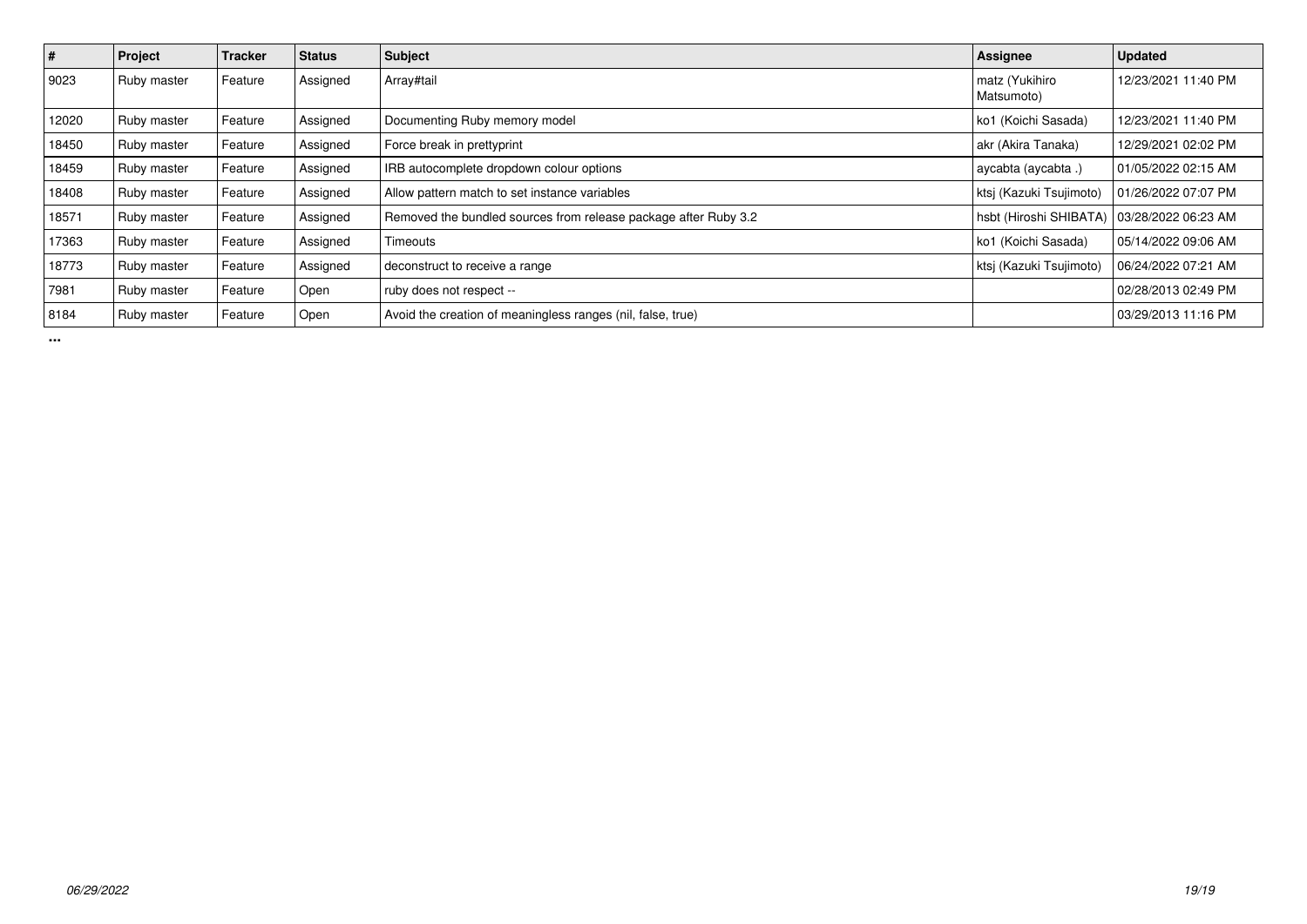| # | Project | Tracker | Status | Subject | Assignee | Updated |
|---|---|---|---|---|---|---|
| 9023 | Ruby master | Feature | Assigned | Array#tail | matz (Yukihiro Matsumoto) | 12/23/2021 11:40 PM |
| 12020 | Ruby master | Feature | Assigned | Documenting Ruby memory model | ko1 (Koichi Sasada) | 12/23/2021 11:40 PM |
| 18450 | Ruby master | Feature | Assigned | Force break in prettyprint | akr (Akira Tanaka) | 12/29/2021 02:02 PM |
| 18459 | Ruby master | Feature | Assigned | IRB autocomplete dropdown colour options | aycabta (aycabta .) | 01/05/2022 02:15 AM |
| 18408 | Ruby master | Feature | Assigned | Allow pattern match to set instance variables | ktsj (Kazuki Tsujimoto) | 01/26/2022 07:07 PM |
| 18571 | Ruby master | Feature | Assigned | Removed the bundled sources from release package after Ruby 3.2 | hsbt (Hiroshi SHIBATA) | 03/28/2022 06:23 AM |
| 17363 | Ruby master | Feature | Assigned | Timeouts | ko1 (Koichi Sasada) | 05/14/2022 09:06 AM |
| 18773 | Ruby master | Feature | Assigned | deconstruct to receive a range | ktsj (Kazuki Tsujimoto) | 06/24/2022 07:21 AM |
| 7981 | Ruby master | Feature | Open | ruby does not respect -- | | 02/28/2013 02:49 PM |
| 8184 | Ruby master | Feature | Open | Avoid the creation of meaningless ranges (nil, false, true) | | 03/29/2013 11:16 PM |

...